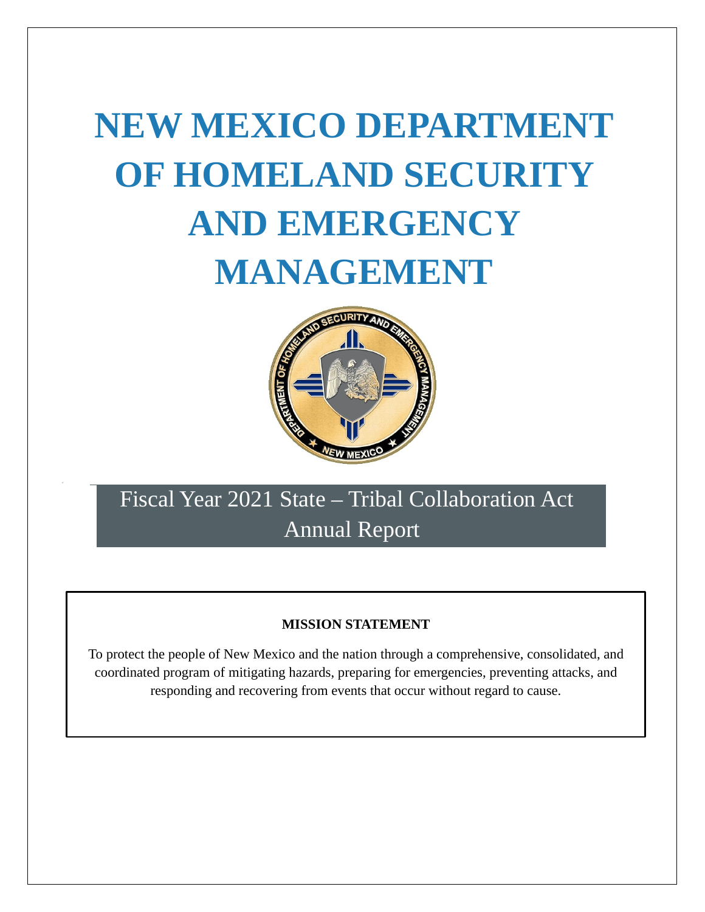# NEW MEXICO DEPARTMENT OF HOMELAND SECURITY AND EMERGENCY MANAGEMENT

## Fiscal Year 2021 State – Tribal Collaboration Act Annual Report

**MISSION STATEMENT**

To protect the people of New Mexico and the nation through a comprehensive, consolidated, and coordinated program of mitigating hazards, preparing for emergencies, preventing attacks, and responding and recovering from events that occur without regard to cause.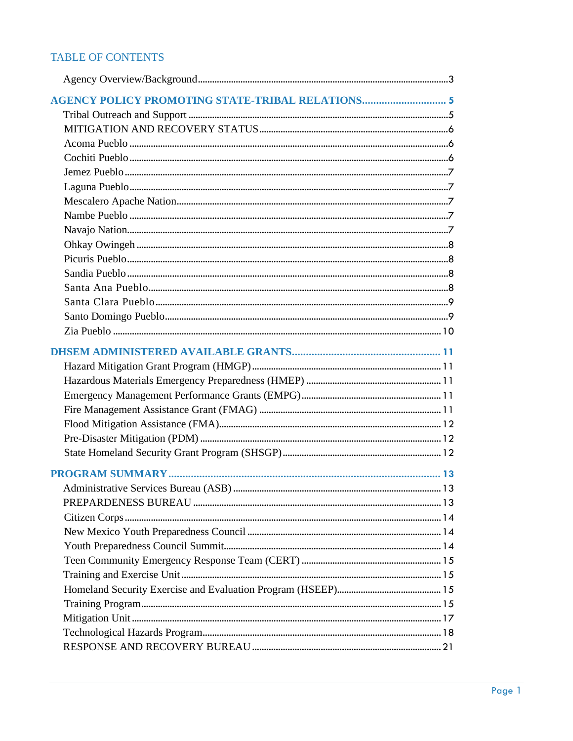# TABLE OF CONTENTS

Agency Overview/Background ........ 3

**AGENCY POLICY PROMOTING STATE-TRIBAL RELATIONS ........ 5**

- Tribal Outreach and Support ........ 5
- MITIGATION AND RECOVERY STATUS ........ 6
- Acoma Pueblo ........ 6
- Cochiti Pueblo ........ 6
- Jemez Pueblo ........ 7
- Laguna Pueblo ........ 7
- Mescalero Apache Nation ........ 7
- Nambe Pueblo ........ 7
- Navajo Nation ........ 7
- Ohkay Owingeh ........ 8
- Picuris Pueblo ........ 8
- Sandia Pueblo ........ 8
- Santa Ana Pueblo ........ 8
- Santa Clara Pueblo ........ 9
- Santo Domingo Pueblo ........ 9
- Zia Pueblo ........ 10

**DHSEM ADMINISTERED AVAILABLE GRANTS ........ 11**

- Hazard Mitigation Grant Program (HMGP) ........ 11
- Hazardous Materials Emergency Preparedness (HMEP) ........ 11
- Emergency Management Performance Grants (EMPG) ........ 11
- Fire Management Assistance Grant (FMAG) ........ 11
- Flood Mitigation Assistance (FMA) ........ 12
- Pre-Disaster Mitigation (PDM) ........ 12
- State Homeland Security Grant Program (SHSGP) ........ 12

**PROGRAM SUMMARY ........ 13**

- Administrative Services Bureau (ASB) ........ 13
- PREPARDENESS BUREAU ........ 13
- Citizen Corps ........ 14
- New Mexico Youth Preparedness Council ........ 14
- Youth Preparedness Council Summit ........ 14
- Teen Community Emergency Response Team (CERT) ........ 15
- Training and Exercise Unit ........ 15
- Homeland Security Exercise and Evaluation Program (HSEEP) ........ 15
- Training Program ........ 15
- Mitigation Unit ........ 17
- Technological Hazards Program ........ 18
- RESPONSE AND RECOVERY BUREAU ........ 21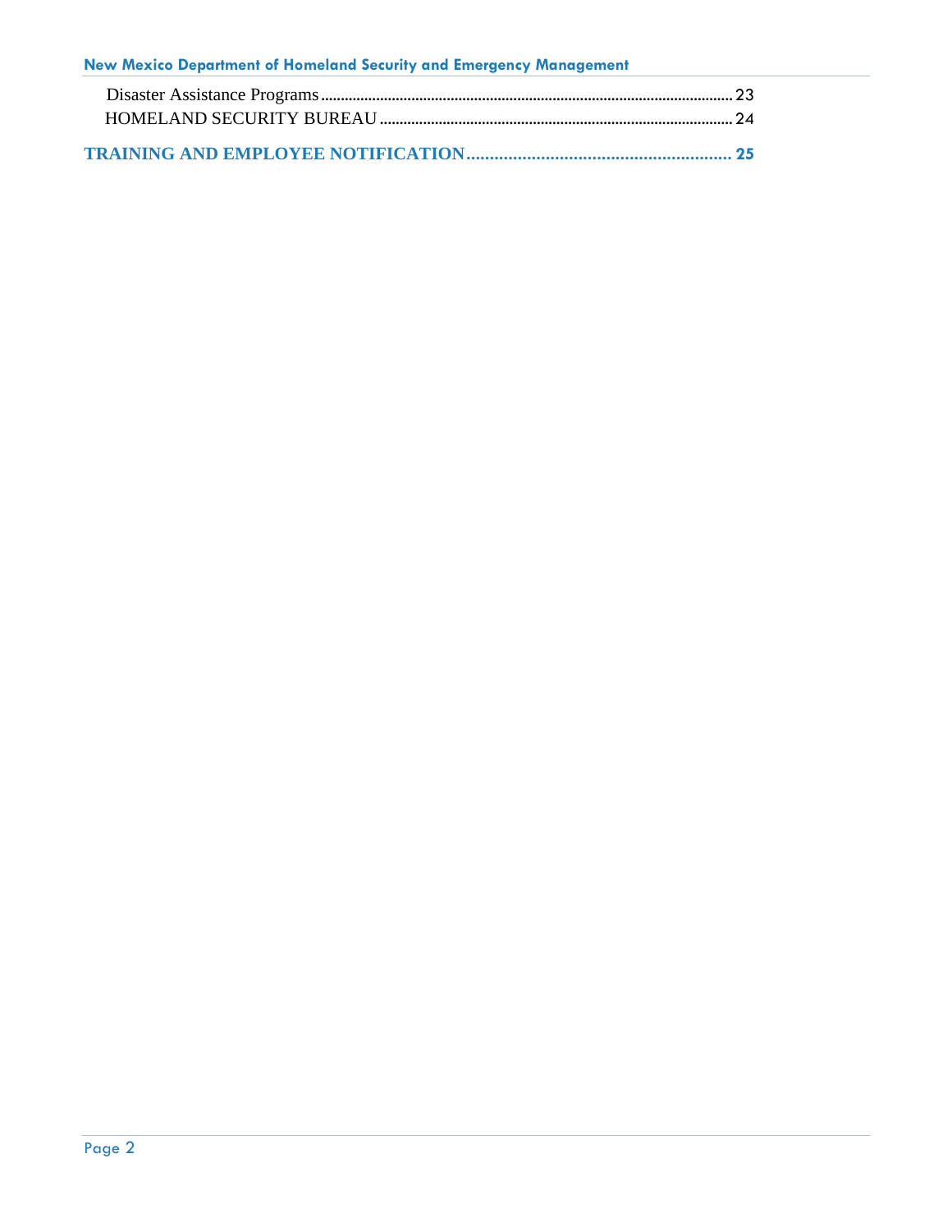Disaster Assistance Programs........................................................................................................23
HOMELAND SECURITY BUREAU........................................................................................24

**TRAINING AND EMPLOYEE NOTIFICATION........................................................ 25**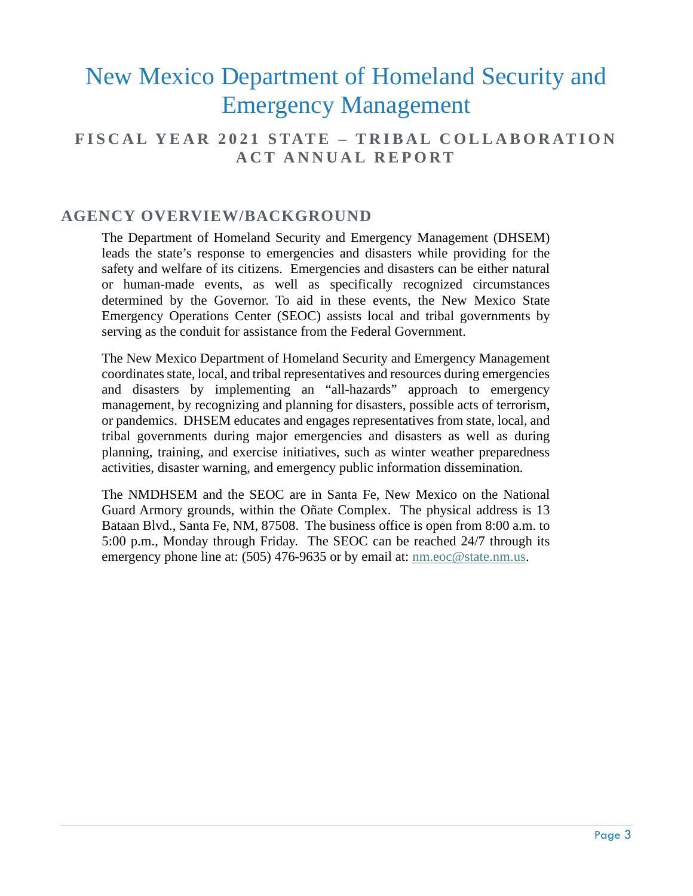# New Mexico Department of Homeland Security and Emergency Management

## FISCAL YEAR 2021 STATE – TRIBAL COLLABORATION ACT ANNUAL REPORT

## AGENCY OVERVIEW/BACKGROUND

The Department of Homeland Security and Emergency Management (DHSEM) leads the state's response to emergencies and disasters while providing for the safety and welfare of its citizens. Emergencies and disasters can be either natural or human-made events, as well as specifically recognized circumstances determined by the Governor. To aid in these events, the New Mexico State Emergency Operations Center (SEOC) assists local and tribal governments by serving as the conduit for assistance from the Federal Government.

The New Mexico Department of Homeland Security and Emergency Management coordinates state, local, and tribal representatives and resources during emergencies and disasters by implementing an "all-hazards" approach to emergency management, by recognizing and planning for disasters, possible acts of terrorism, or pandemics. DHSEM educates and engages representatives from state, local, and tribal governments during major emergencies and disasters as well as during planning, training, and exercise initiatives, such as winter weather preparedness activities, disaster warning, and emergency public information dissemination.

The NMDHSEM and the SEOC are in Santa Fe, New Mexico on the National Guard Armory grounds, within the Oñate Complex. The physical address is 13 Bataan Blvd., Santa Fe, NM, 87508. The business office is open from 8:00 a.m. to 5:00 p.m., Monday through Friday. The SEOC can be reached 24/7 through its emergency phone line at: (505) 476-9635 or by email at: nm.eoc@state.nm.us.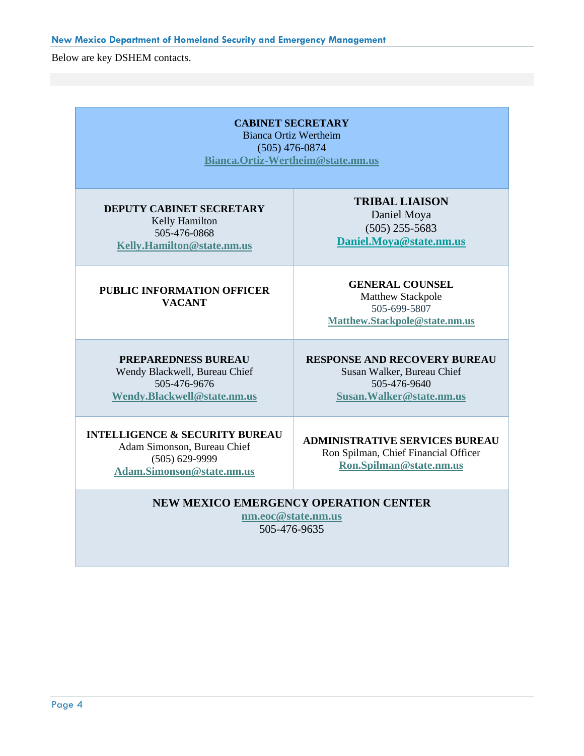Below are key DSHEM contacts.

| **CABINET SECRETARY**<br>Bianca Ortiz Wertheim<br>(505) 476-0874<br>Bianca.Ortiz-Wertheim@state.nm.us | |
|---|---|
| **DEPUTY CABINET SECRETARY**<br>Kelly Hamilton<br>505-476-0868<br>Kelly.Hamilton@state.nm.us | **TRIBAL LIAISON**<br>Daniel Moya<br>(505) 255-5683<br>Daniel.Moya@state.nm.us |
| **PUBLIC INFORMATION OFFICER**<br>**VACANT** | **GENERAL COUNSEL**<br>Matthew Stackpole<br>505-699-5807<br>Matthew.Stackpole@state.nm.us |
| **PREPAREDNESS BUREAU**<br>Wendy Blackwell, Bureau Chief<br>505-476-9676<br>Wendy.Blackwell@state.nm.us | **RESPONSE AND RECOVERY BUREAU**<br>Susan Walker, Bureau Chief<br>505-476-9640<br>Susan.Walker@state.nm.us |
| **INTELLIGENCE & SECURITY BUREAU**<br>Adam Simonson, Bureau Chief<br>(505) 629-9999<br>Adam.Simonson@state.nm.us | **ADMINISTRATIVE SERVICES BUREAU**<br>Ron Spilman, Chief Financial Officer<br>Ron.Spilman@state.nm.us |
| **NEW MEXICO EMERGENCY OPERATION CENTER**<br>nm.eoc@state.nm.us<br>505-476-9635 | |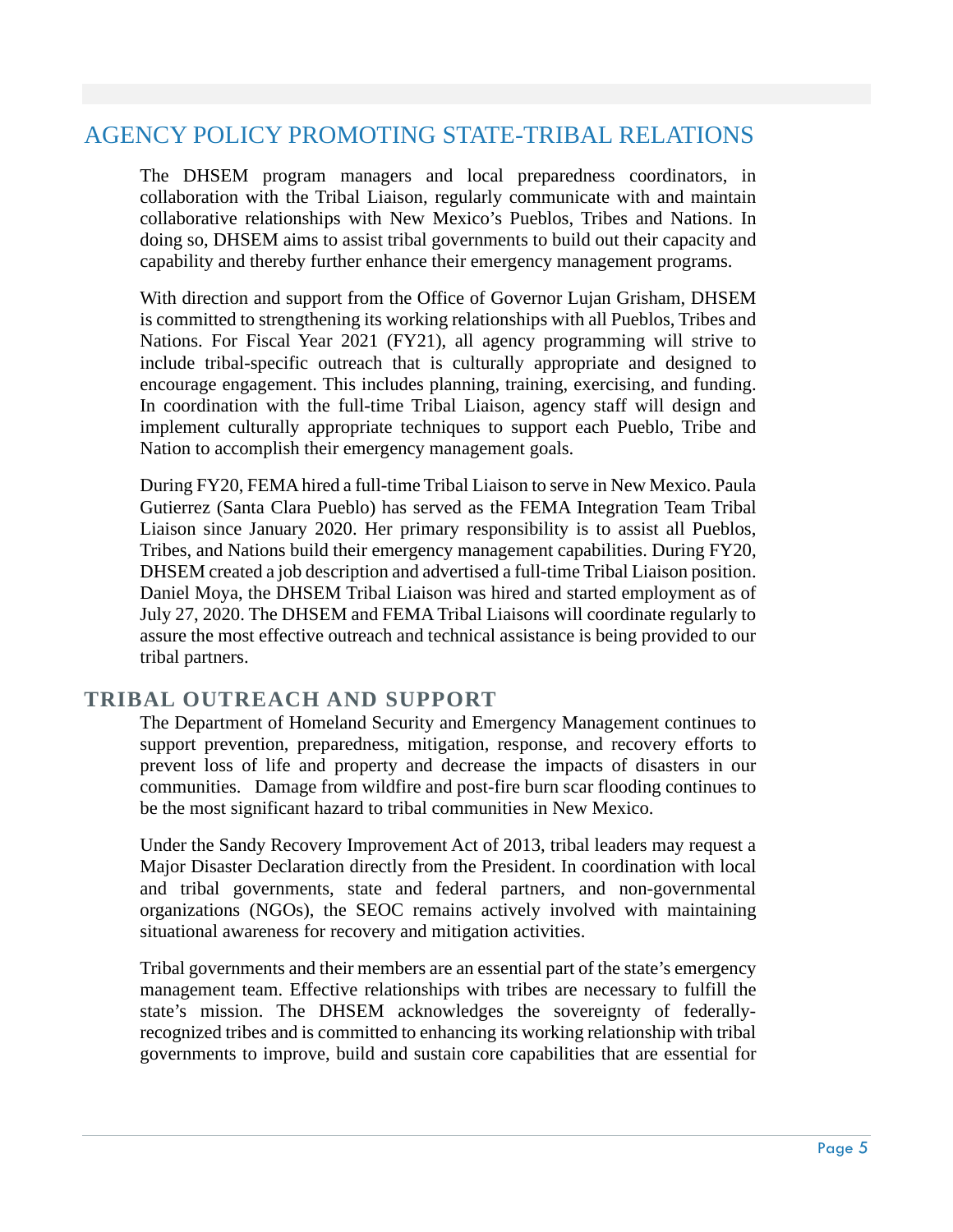## AGENCY POLICY PROMOTING STATE-TRIBAL RELATIONS

The DHSEM program managers and local preparedness coordinators, in collaboration with the Tribal Liaison, regularly communicate with and maintain collaborative relationships with New Mexico's Pueblos, Tribes and Nations. In doing so, DHSEM aims to assist tribal governments to build out their capacity and capability and thereby further enhance their emergency management programs.

With direction and support from the Office of Governor Lujan Grisham, DHSEM is committed to strengthening its working relationships with all Pueblos, Tribes and Nations. For Fiscal Year 2021 (FY21), all agency programming will strive to include tribal-specific outreach that is culturally appropriate and designed to encourage engagement. This includes planning, training, exercising, and funding. In coordination with the full-time Tribal Liaison, agency staff will design and implement culturally appropriate techniques to support each Pueblo, Tribe and Nation to accomplish their emergency management goals.

During FY20, FEMA hired a full-time Tribal Liaison to serve in New Mexico. Paula Gutierrez (Santa Clara Pueblo) has served as the FEMA Integration Team Tribal Liaison since January 2020. Her primary responsibility is to assist all Pueblos, Tribes, and Nations build their emergency management capabilities. During FY20, DHSEM created a job description and advertised a full-time Tribal Liaison position. Daniel Moya, the DHSEM Tribal Liaison was hired and started employment as of July 27, 2020. The DHSEM and FEMA Tribal Liaisons will coordinate regularly to assure the most effective outreach and technical assistance is being provided to our tribal partners.

### TRIBAL OUTREACH AND SUPPORT

The Department of Homeland Security and Emergency Management continues to support prevention, preparedness, mitigation, response, and recovery efforts to prevent loss of life and property and decrease the impacts of disasters in our communities. Damage from wildfire and post-fire burn scar flooding continues to be the most significant hazard to tribal communities in New Mexico.

Under the Sandy Recovery Improvement Act of 2013, tribal leaders may request a Major Disaster Declaration directly from the President. In coordination with local and tribal governments, state and federal partners, and non-governmental organizations (NGOs), the SEOC remains actively involved with maintaining situational awareness for recovery and mitigation activities.

Tribal governments and their members are an essential part of the state's emergency management team. Effective relationships with tribes are necessary to fulfill the state's mission. The DHSEM acknowledges the sovereignty of federally-recognized tribes and is committed to enhancing its working relationship with tribal governments to improve, build and sustain core capabilities that are essential for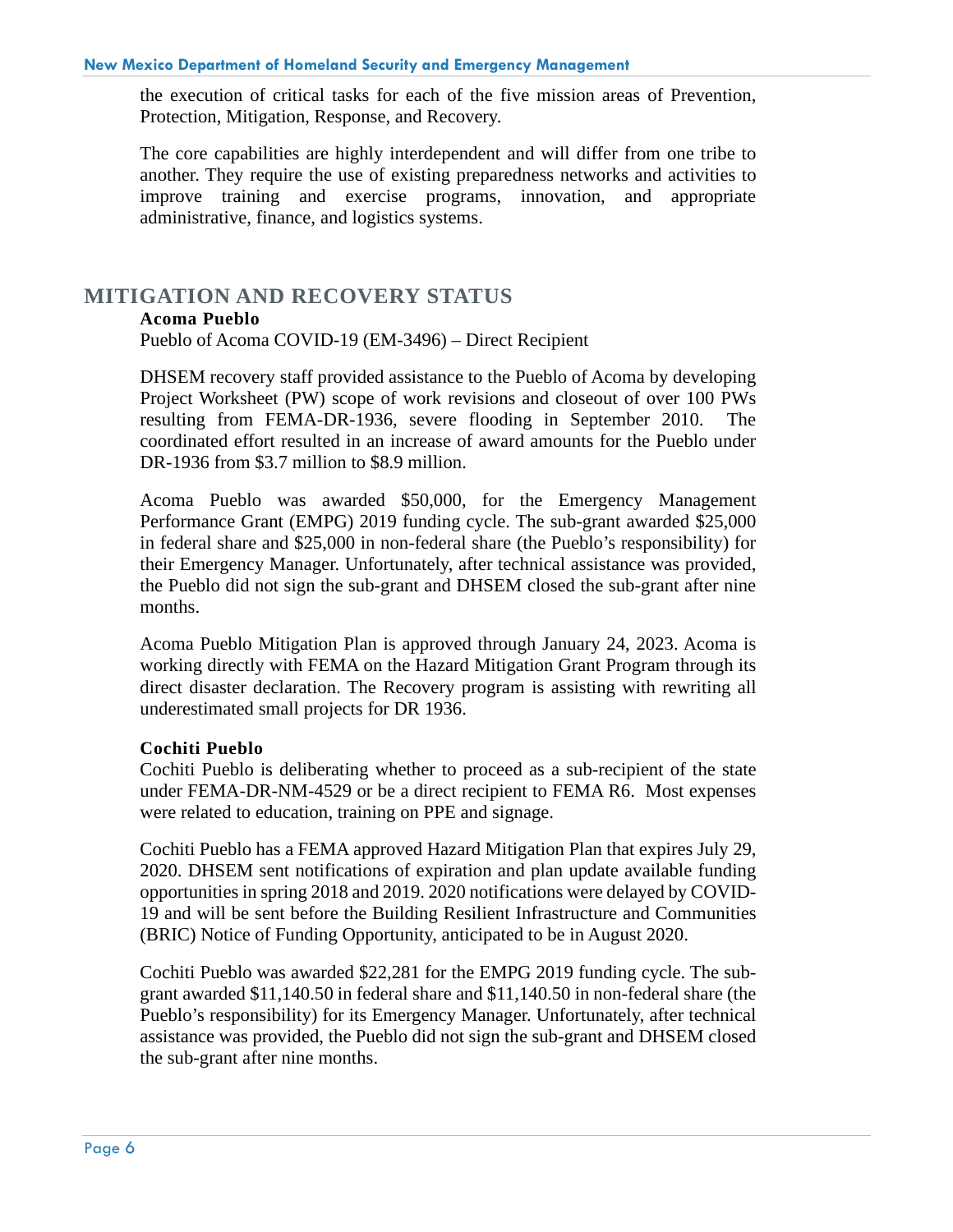the execution of critical tasks for each of the five mission areas of Prevention, Protection, Mitigation, Response, and Recovery.

The core capabilities are highly interdependent and will differ from one tribe to another. They require the use of existing preparedness networks and activities to improve training and exercise programs, innovation, and appropriate administrative, finance, and logistics systems.

## MITIGATION AND RECOVERY STATUS

**Acoma Pueblo**

Pueblo of Acoma COVID-19 (EM-3496) – Direct Recipient

DHSEM recovery staff provided assistance to the Pueblo of Acoma by developing Project Worksheet (PW) scope of work revisions and closeout of over 100 PWs resulting from FEMA-DR-1936, severe flooding in September 2010. The coordinated effort resulted in an increase of award amounts for the Pueblo under DR-1936 from $3.7 million to $8.9 million.

Acoma Pueblo was awarded $50,000, for the Emergency Management Performance Grant (EMPG) 2019 funding cycle. The sub-grant awarded $25,000 in federal share and $25,000 in non-federal share (the Pueblo's responsibility) for their Emergency Manager. Unfortunately, after technical assistance was provided, the Pueblo did not sign the sub-grant and DHSEM closed the sub-grant after nine months.

Acoma Pueblo Mitigation Plan is approved through January 24, 2023. Acoma is working directly with FEMA on the Hazard Mitigation Grant Program through its direct disaster declaration. The Recovery program is assisting with rewriting all underestimated small projects for DR 1936.

**Cochiti Pueblo**

Cochiti Pueblo is deliberating whether to proceed as a sub-recipient of the state under FEMA-DR-NM-4529 or be a direct recipient to FEMA R6. Most expenses were related to education, training on PPE and signage.

Cochiti Pueblo has a FEMA approved Hazard Mitigation Plan that expires July 29, 2020. DHSEM sent notifications of expiration and plan update available funding opportunities in spring 2018 and 2019. 2020 notifications were delayed by COVID-19 and will be sent before the Building Resilient Infrastructure and Communities (BRIC) Notice of Funding Opportunity, anticipated to be in August 2020.

Cochiti Pueblo was awarded $22,281 for the EMPG 2019 funding cycle. The sub-grant awarded $11,140.50 in federal share and $11,140.50 in non-federal share (the Pueblo's responsibility) for its Emergency Manager. Unfortunately, after technical assistance was provided, the Pueblo did not sign the sub-grant and DHSEM closed the sub-grant after nine months.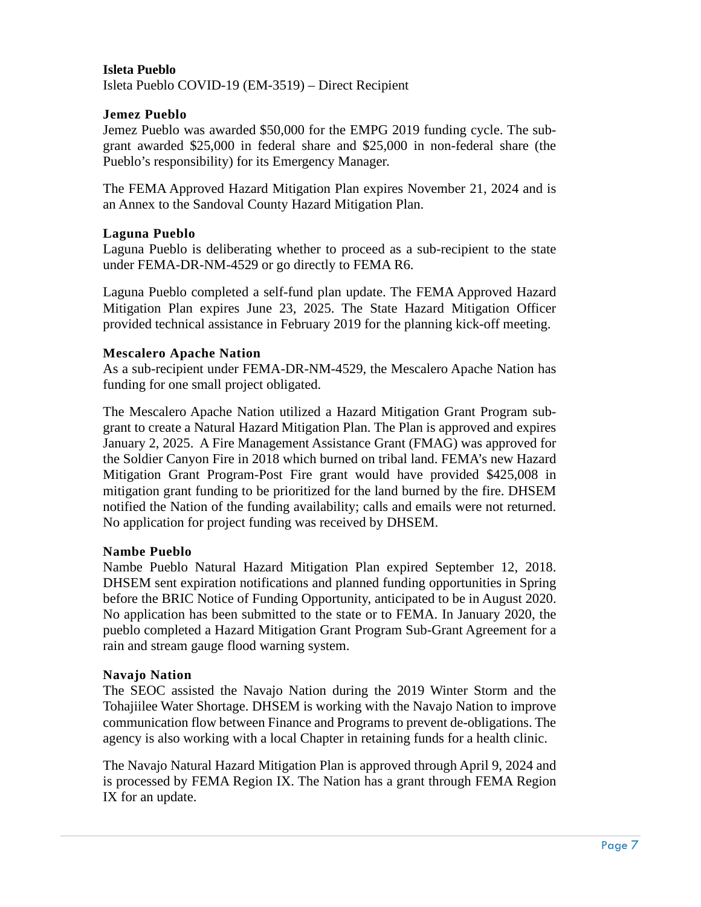**Isleta Pueblo**
Isleta Pueblo COVID-19 (EM-3519) – Direct Recipient

**Jemez Pueblo**
Jemez Pueblo was awarded $50,000 for the EMPG 2019 funding cycle. The sub-grant awarded $25,000 in federal share and $25,000 in non-federal share (the Pueblo's responsibility) for its Emergency Manager.

The FEMA Approved Hazard Mitigation Plan expires November 21, 2024 and is an Annex to the Sandoval County Hazard Mitigation Plan.

**Laguna Pueblo**
Laguna Pueblo is deliberating whether to proceed as a sub-recipient to the state under FEMA-DR-NM-4529 or go directly to FEMA R6.

Laguna Pueblo completed a self-fund plan update. The FEMA Approved Hazard Mitigation Plan expires June 23, 2025. The State Hazard Mitigation Officer provided technical assistance in February 2019 for the planning kick-off meeting.

**Mescalero Apache Nation**
As a sub-recipient under FEMA-DR-NM-4529, the Mescalero Apache Nation has funding for one small project obligated.

The Mescalero Apache Nation utilized a Hazard Mitigation Grant Program sub-grant to create a Natural Hazard Mitigation Plan. The Plan is approved and expires January 2, 2025. A Fire Management Assistance Grant (FMAG) was approved for the Soldier Canyon Fire in 2018 which burned on tribal land. FEMA's new Hazard Mitigation Grant Program-Post Fire grant would have provided $425,008 in mitigation grant funding to be prioritized for the land burned by the fire. DHSEM notified the Nation of the funding availability; calls and emails were not returned. No application for project funding was received by DHSEM.

**Nambe Pueblo**
Nambe Pueblo Natural Hazard Mitigation Plan expired September 12, 2018. DHSEM sent expiration notifications and planned funding opportunities in Spring before the BRIC Notice of Funding Opportunity, anticipated to be in August 2020. No application has been submitted to the state or to FEMA. In January 2020, the pueblo completed a Hazard Mitigation Grant Program Sub-Grant Agreement for a rain and stream gauge flood warning system.

**Navajo Nation**
The SEOC assisted the Navajo Nation during the 2019 Winter Storm and the Tohajiilee Water Shortage. DHSEM is working with the Navajo Nation to improve communication flow between Finance and Programs to prevent de-obligations. The agency is also working with a local Chapter in retaining funds for a health clinic.

The Navajo Natural Hazard Mitigation Plan is approved through April 9, 2024 and is processed by FEMA Region IX. The Nation has a grant through FEMA Region IX for an update.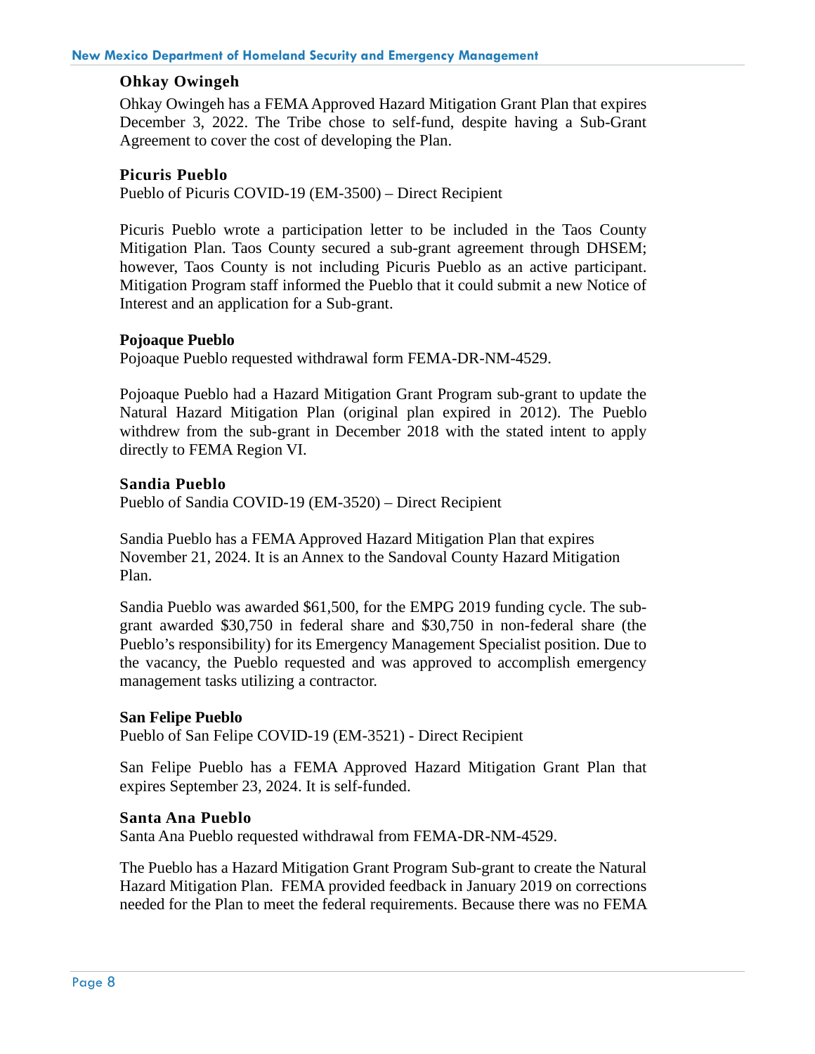### Ohkay Owingeh

Ohkay Owingeh has a FEMA Approved Hazard Mitigation Grant Plan that expires December 3, 2022. The Tribe chose to self-fund, despite having a Sub-Grant Agreement to cover the cost of developing the Plan.

### Picuris Pueblo

Pueblo of Picuris COVID-19 (EM-3500) – Direct Recipient

Picuris Pueblo wrote a participation letter to be included in the Taos County Mitigation Plan. Taos County secured a sub-grant agreement through DHSEM; however, Taos County is not including Picuris Pueblo as an active participant. Mitigation Program staff informed the Pueblo that it could submit a new Notice of Interest and an application for a Sub-grant.

### Pojoaque Pueblo

Pojoaque Pueblo requested withdrawal form FEMA-DR-NM-4529.

Pojoaque Pueblo had a Hazard Mitigation Grant Program sub-grant to update the Natural Hazard Mitigation Plan (original plan expired in 2012). The Pueblo withdrew from the sub-grant in December 2018 with the stated intent to apply directly to FEMA Region VI.

### Sandia Pueblo

Pueblo of Sandia COVID-19 (EM-3520) – Direct Recipient

Sandia Pueblo has a FEMA Approved Hazard Mitigation Plan that expires November 21, 2024. It is an Annex to the Sandoval County Hazard Mitigation Plan.

Sandia Pueblo was awarded $61,500, for the EMPG 2019 funding cycle. The sub-grant awarded $30,750 in federal share and $30,750 in non-federal share (the Pueblo's responsibility) for its Emergency Management Specialist position. Due to the vacancy, the Pueblo requested and was approved to accomplish emergency management tasks utilizing a contractor.

### San Felipe Pueblo

Pueblo of San Felipe COVID-19 (EM-3521) - Direct Recipient

San Felipe Pueblo has a FEMA Approved Hazard Mitigation Grant Plan that expires September 23, 2024. It is self-funded.

### Santa Ana Pueblo

Santa Ana Pueblo requested withdrawal from FEMA-DR-NM-4529.

The Pueblo has a Hazard Mitigation Grant Program Sub-grant to create the Natural Hazard Mitigation Plan. FEMA provided feedback in January 2019 on corrections needed for the Plan to meet the federal requirements. Because there was no FEMA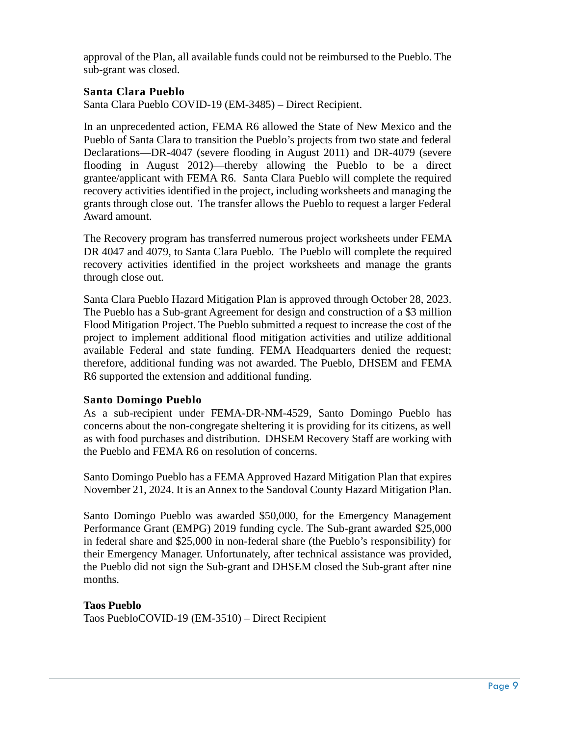approval of the Plan, all available funds could not be reimbursed to the Pueblo. The sub-grant was closed.

**Santa Clara Pueblo**

Santa Clara Pueblo COVID-19 (EM-3485) – Direct Recipient.

In an unprecedented action, FEMA R6 allowed the State of New Mexico and the Pueblo of Santa Clara to transition the Pueblo's projects from two state and federal Declarations—DR-4047 (severe flooding in August 2011) and DR-4079 (severe flooding in August 2012)—thereby allowing the Pueblo to be a direct grantee/applicant with FEMA R6. Santa Clara Pueblo will complete the required recovery activities identified in the project, including worksheets and managing the grants through close out. The transfer allows the Pueblo to request a larger Federal Award amount.

The Recovery program has transferred numerous project worksheets under FEMA DR 4047 and 4079, to Santa Clara Pueblo. The Pueblo will complete the required recovery activities identified in the project worksheets and manage the grants through close out.

Santa Clara Pueblo Hazard Mitigation Plan is approved through October 28, 2023. The Pueblo has a Sub-grant Agreement for design and construction of a $3 million Flood Mitigation Project. The Pueblo submitted a request to increase the cost of the project to implement additional flood mitigation activities and utilize additional available Federal and state funding. FEMA Headquarters denied the request; therefore, additional funding was not awarded. The Pueblo, DHSEM and FEMA R6 supported the extension and additional funding.

**Santo Domingo Pueblo**

As a sub-recipient under FEMA-DR-NM-4529, Santo Domingo Pueblo has concerns about the non-congregate sheltering it is providing for its citizens, as well as with food purchases and distribution. DHSEM Recovery Staff are working with the Pueblo and FEMA R6 on resolution of concerns.

Santo Domingo Pueblo has a FEMA Approved Hazard Mitigation Plan that expires November 21, 2024. It is an Annex to the Sandoval County Hazard Mitigation Plan.

Santo Domingo Pueblo was awarded $50,000, for the Emergency Management Performance Grant (EMPG) 2019 funding cycle. The Sub-grant awarded $25,000 in federal share and $25,000 in non-federal share (the Pueblo's responsibility) for their Emergency Manager. Unfortunately, after technical assistance was provided, the Pueblo did not sign the Sub-grant and DHSEM closed the Sub-grant after nine months.

**Taos Pueblo**

Taos PuebloCOVID-19 (EM-3510) – Direct Recipient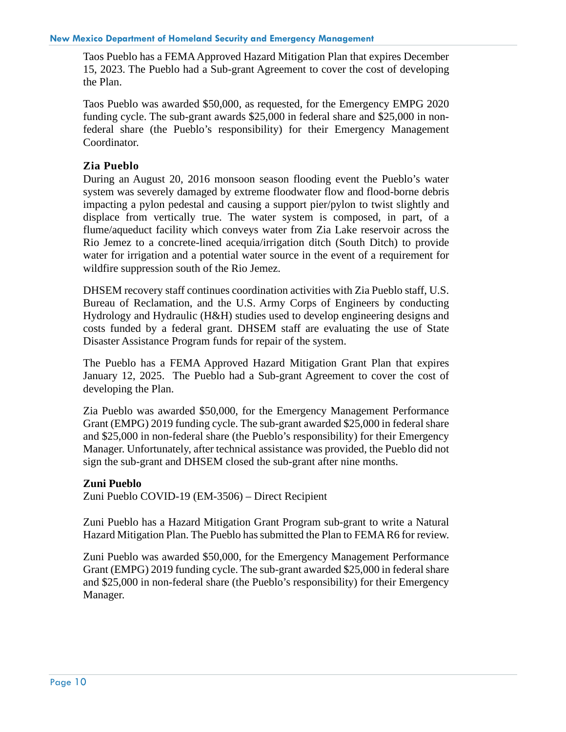Taos Pueblo has a FEMA Approved Hazard Mitigation Plan that expires December 15, 2023. The Pueblo had a Sub-grant Agreement to cover the cost of developing the Plan.

Taos Pueblo was awarded $50,000, as requested, for the Emergency EMPG 2020 funding cycle. The sub-grant awards $25,000 in federal share and $25,000 in non-federal share (the Pueblo's responsibility) for their Emergency Management Coordinator.

**Zia Pueblo**

During an August 20, 2016 monsoon season flooding event the Pueblo's water system was severely damaged by extreme floodwater flow and flood-borne debris impacting a pylon pedestal and causing a support pier/pylon to twist slightly and displace from vertically true. The water system is composed, in part, of a flume/aqueduct facility which conveys water from Zia Lake reservoir across the Rio Jemez to a concrete-lined acequia/irrigation ditch (South Ditch) to provide water for irrigation and a potential water source in the event of a requirement for wildfire suppression south of the Rio Jemez.

DHSEM recovery staff continues coordination activities with Zia Pueblo staff, U.S. Bureau of Reclamation, and the U.S. Army Corps of Engineers by conducting Hydrology and Hydraulic (H&H) studies used to develop engineering designs and costs funded by a federal grant. DHSEM staff are evaluating the use of State Disaster Assistance Program funds for repair of the system.

The Pueblo has a FEMA Approved Hazard Mitigation Grant Plan that expires January 12, 2025. The Pueblo had a Sub-grant Agreement to cover the cost of developing the Plan.

Zia Pueblo was awarded $50,000, for the Emergency Management Performance Grant (EMPG) 2019 funding cycle. The sub-grant awarded $25,000 in federal share and $25,000 in non-federal share (the Pueblo's responsibility) for their Emergency Manager. Unfortunately, after technical assistance was provided, the Pueblo did not sign the sub-grant and DHSEM closed the sub-grant after nine months.

**Zuni Pueblo**

Zuni Pueblo COVID-19 (EM-3506) – Direct Recipient

Zuni Pueblo has a Hazard Mitigation Grant Program sub-grant to write a Natural Hazard Mitigation Plan. The Pueblo has submitted the Plan to FEMA R6 for review.

Zuni Pueblo was awarded $50,000, for the Emergency Management Performance Grant (EMPG) 2019 funding cycle. The sub-grant awarded $25,000 in federal share and $25,000 in non-federal share (the Pueblo's responsibility) for their Emergency Manager.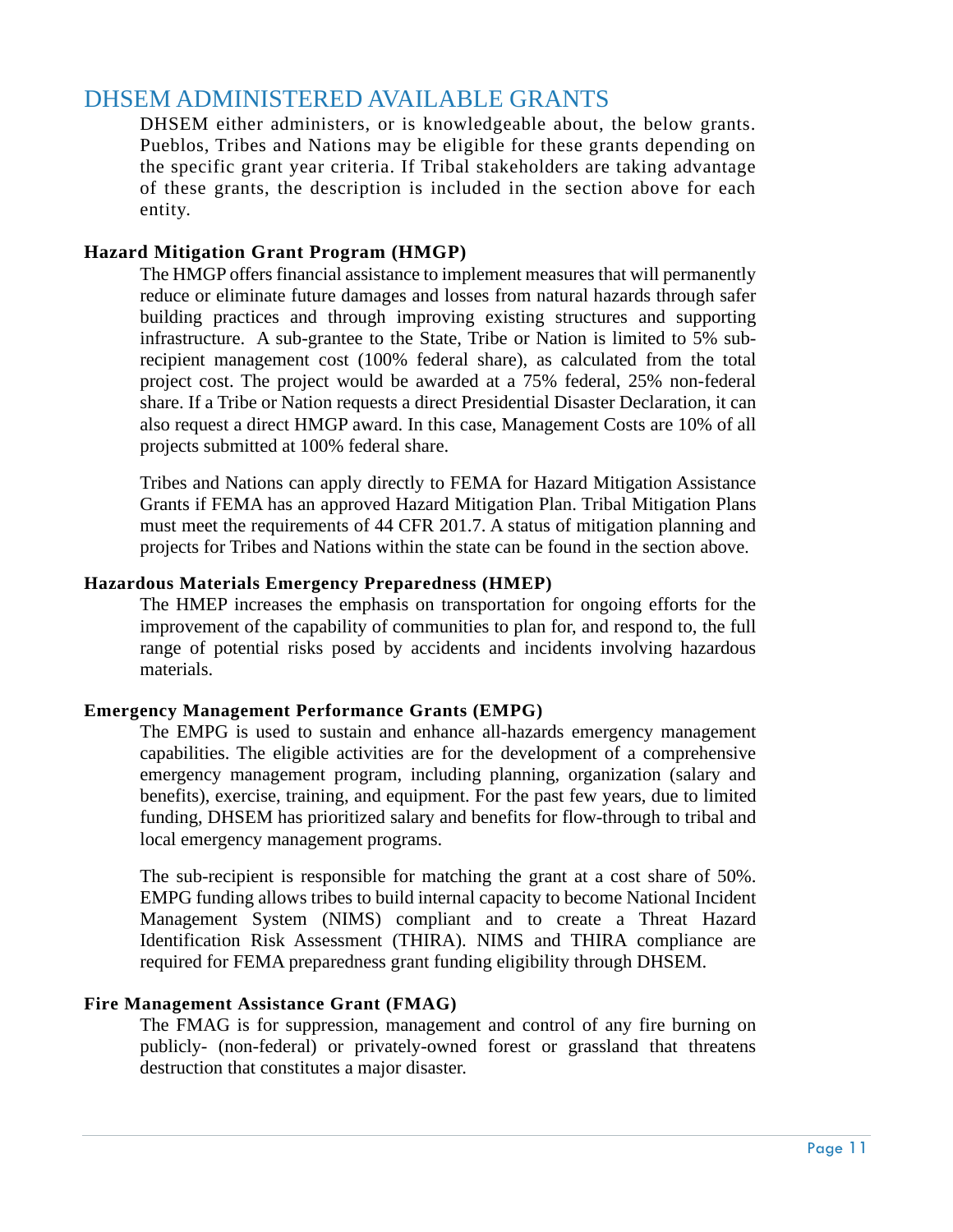# DHSEM ADMINISTERED AVAILABLE GRANTS

DHSEM either administers, or is knowledgeable about, the below grants. Pueblos, Tribes and Nations may be eligible for these grants depending on the specific grant year criteria. If Tribal stakeholders are taking advantage of these grants, the description is included in the section above for each entity.

### Hazard Mitigation Grant Program (HMGP)

The HMGP offers financial assistance to implement measures that will permanently reduce or eliminate future damages and losses from natural hazards through safer building practices and through improving existing structures and supporting infrastructure. A sub-grantee to the State, Tribe or Nation is limited to 5% sub-recipient management cost (100% federal share), as calculated from the total project cost. The project would be awarded at a 75% federal, 25% non-federal share. If a Tribe or Nation requests a direct Presidential Disaster Declaration, it can also request a direct HMGP award. In this case, Management Costs are 10% of all projects submitted at 100% federal share.

Tribes and Nations can apply directly to FEMA for Hazard Mitigation Assistance Grants if FEMA has an approved Hazard Mitigation Plan. Tribal Mitigation Plans must meet the requirements of 44 CFR 201.7. A status of mitigation planning and projects for Tribes and Nations within the state can be found in the section above.

### Hazardous Materials Emergency Preparedness (HMEP)

The HMEP increases the emphasis on transportation for ongoing efforts for the improvement of the capability of communities to plan for, and respond to, the full range of potential risks posed by accidents and incidents involving hazardous materials.

### Emergency Management Performance Grants (EMPG)

The EMPG is used to sustain and enhance all-hazards emergency management capabilities. The eligible activities are for the development of a comprehensive emergency management program, including planning, organization (salary and benefits), exercise, training, and equipment. For the past few years, due to limited funding, DHSEM has prioritized salary and benefits for flow-through to tribal and local emergency management programs.

The sub-recipient is responsible for matching the grant at a cost share of 50%. EMPG funding allows tribes to build internal capacity to become National Incident Management System (NIMS) compliant and to create a Threat Hazard Identification Risk Assessment (THIRA). NIMS and THIRA compliance are required for FEMA preparedness grant funding eligibility through DHSEM.

### Fire Management Assistance Grant (FMAG)

The FMAG is for suppression, management and control of any fire burning on publicly- (non-federal) or privately-owned forest or grassland that threatens destruction that constitutes a major disaster.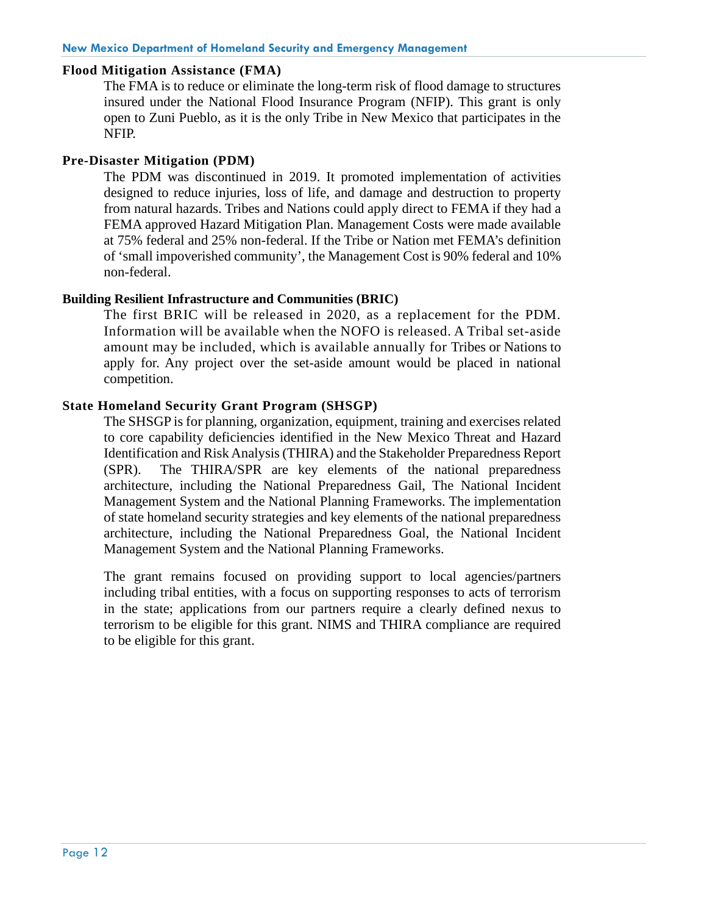### Flood Mitigation Assistance (FMA)

The FMA is to reduce or eliminate the long-term risk of flood damage to structures insured under the National Flood Insurance Program (NFIP). This grant is only open to Zuni Pueblo, as it is the only Tribe in New Mexico that participates in the NFIP.

### Pre-Disaster Mitigation (PDM)

The PDM was discontinued in 2019. It promoted implementation of activities designed to reduce injuries, loss of life, and damage and destruction to property from natural hazards. Tribes and Nations could apply direct to FEMA if they had a FEMA approved Hazard Mitigation Plan. Management Costs were made available at 75% federal and 25% non-federal. If the Tribe or Nation met FEMA's definition of 'small impoverished community', the Management Cost is 90% federal and 10% non-federal.

### Building Resilient Infrastructure and Communities (BRIC)

The first BRIC will be released in 2020, as a replacement for the PDM. Information will be available when the NOFO is released. A Tribal set-aside amount may be included, which is available annually for Tribes or Nations to apply for. Any project over the set-aside amount would be placed in national competition.

### State Homeland Security Grant Program (SHSGP)

The SHSGP is for planning, organization, equipment, training and exercises related to core capability deficiencies identified in the New Mexico Threat and Hazard Identification and Risk Analysis (THIRA) and the Stakeholder Preparedness Report (SPR). The THIRA/SPR are key elements of the national preparedness architecture, including the National Preparedness Gail, The National Incident Management System and the National Planning Frameworks. The implementation of state homeland security strategies and key elements of the national preparedness architecture, including the National Preparedness Goal, the National Incident Management System and the National Planning Frameworks.

The grant remains focused on providing support to local agencies/partners including tribal entities, with a focus on supporting responses to acts of terrorism in the state; applications from our partners require a clearly defined nexus to terrorism to be eligible for this grant. NIMS and THIRA compliance are required to be eligible for this grant.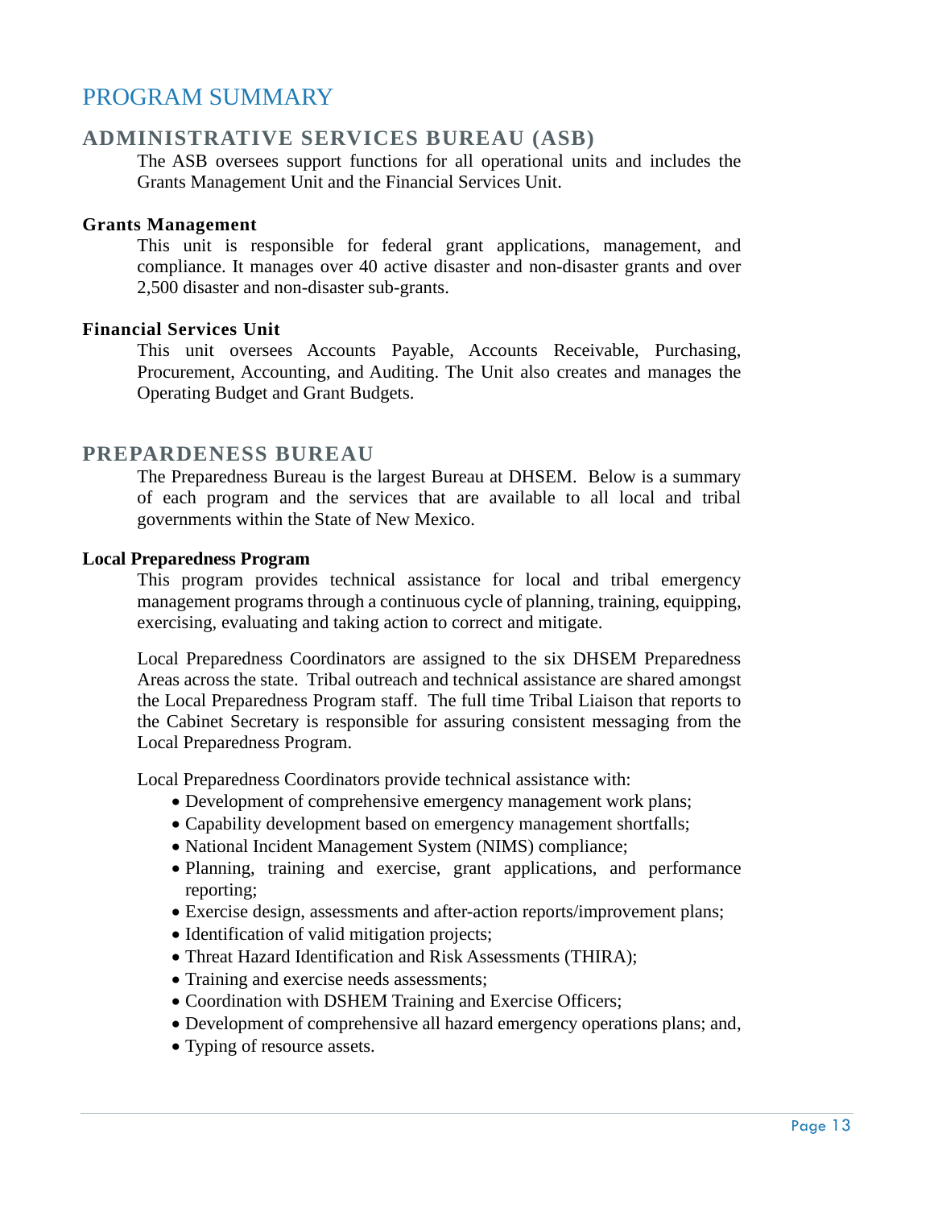# PROGRAM SUMMARY

## ADMINISTRATIVE SERVICES BUREAU (ASB)

The ASB oversees support functions for all operational units and includes the Grants Management Unit and the Financial Services Unit.

### Grants Management

This unit is responsible for federal grant applications, management, and compliance. It manages over 40 active disaster and non-disaster grants and over 2,500 disaster and non-disaster sub-grants.

### Financial Services Unit

This unit oversees Accounts Payable, Accounts Receivable, Purchasing, Procurement, Accounting, and Auditing. The Unit also creates and manages the Operating Budget and Grant Budgets.

## PREPARDENESS BUREAU

The Preparedness Bureau is the largest Bureau at DHSEM. Below is a summary of each program and the services that are available to all local and tribal governments within the State of New Mexico.

### Local Preparedness Program

This program provides technical assistance for local and tribal emergency management programs through a continuous cycle of planning, training, equipping, exercising, evaluating and taking action to correct and mitigate.

Local Preparedness Coordinators are assigned to the six DHSEM Preparedness Areas across the state. Tribal outreach and technical assistance are shared amongst the Local Preparedness Program staff. The full time Tribal Liaison that reports to the Cabinet Secretary is responsible for assuring consistent messaging from the Local Preparedness Program.

Local Preparedness Coordinators provide technical assistance with:

- Development of comprehensive emergency management work plans;
- Capability development based on emergency management shortfalls;
- National Incident Management System (NIMS) compliance;
- Planning, training and exercise, grant applications, and performance reporting;
- Exercise design, assessments and after-action reports/improvement plans;
- Identification of valid mitigation projects;
- Threat Hazard Identification and Risk Assessments (THIRA);
- Training and exercise needs assessments;
- Coordination with DSHEM Training and Exercise Officers;
- Development of comprehensive all hazard emergency operations plans; and,
- Typing of resource assets.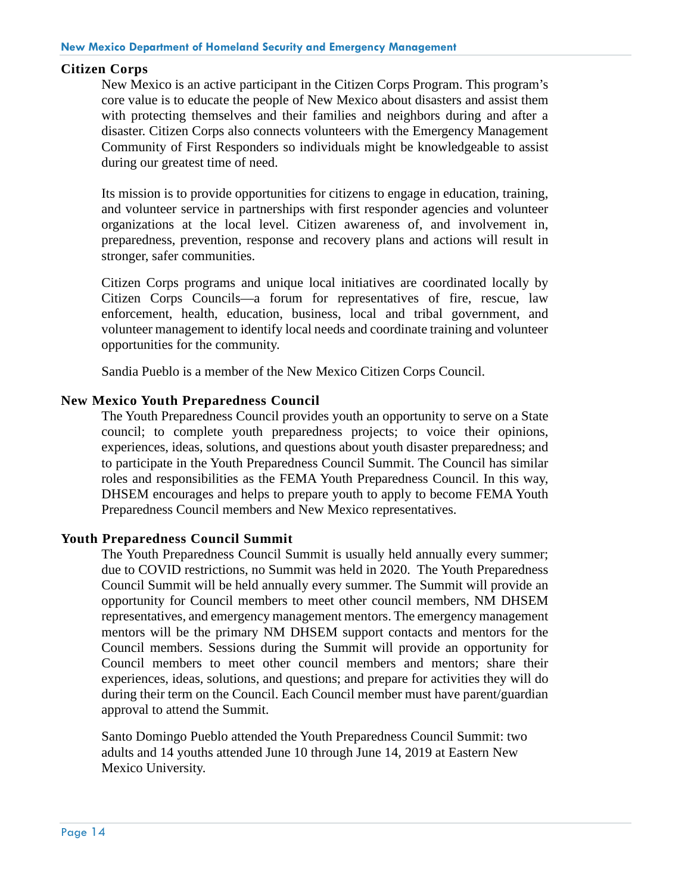### Citizen Corps

New Mexico is an active participant in the Citizen Corps Program. This program's core value is to educate the people of New Mexico about disasters and assist them with protecting themselves and their families and neighbors during and after a disaster. Citizen Corps also connects volunteers with the Emergency Management Community of First Responders so individuals might be knowledgeable to assist during our greatest time of need.

Its mission is to provide opportunities for citizens to engage in education, training, and volunteer service in partnerships with first responder agencies and volunteer organizations at the local level. Citizen awareness of, and involvement in, preparedness, prevention, response and recovery plans and actions will result in stronger, safer communities.

Citizen Corps programs and unique local initiatives are coordinated locally by Citizen Corps Councils—a forum for representatives of fire, rescue, law enforcement, health, education, business, local and tribal government, and volunteer management to identify local needs and coordinate training and volunteer opportunities for the community.

Sandia Pueblo is a member of the New Mexico Citizen Corps Council.

### New Mexico Youth Preparedness Council

The Youth Preparedness Council provides youth an opportunity to serve on a State council; to complete youth preparedness projects; to voice their opinions, experiences, ideas, solutions, and questions about youth disaster preparedness; and to participate in the Youth Preparedness Council Summit. The Council has similar roles and responsibilities as the FEMA Youth Preparedness Council. In this way, DHSEM encourages and helps to prepare youth to apply to become FEMA Youth Preparedness Council members and New Mexico representatives.

### Youth Preparedness Council Summit

The Youth Preparedness Council Summit is usually held annually every summer; due to COVID restrictions, no Summit was held in 2020. The Youth Preparedness Council Summit will be held annually every summer. The Summit will provide an opportunity for Council members to meet other council members, NM DHSEM representatives, and emergency management mentors. The emergency management mentors will be the primary NM DHSEM support contacts and mentors for the Council members. Sessions during the Summit will provide an opportunity for Council members to meet other council members and mentors; share their experiences, ideas, solutions, and questions; and prepare for activities they will do during their term on the Council. Each Council member must have parent/guardian approval to attend the Summit.

Santo Domingo Pueblo attended the Youth Preparedness Council Summit: two adults and 14 youths attended June 10 through June 14, 2019 at Eastern New Mexico University.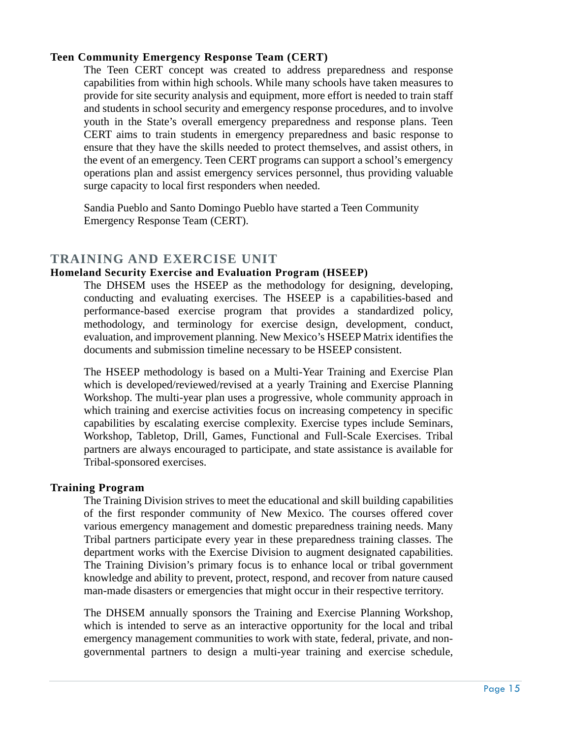### Teen Community Emergency Response Team (CERT)

The Teen CERT concept was created to address preparedness and response capabilities from within high schools. While many schools have taken measures to provide for site security analysis and equipment, more effort is needed to train staff and students in school security and emergency response procedures, and to involve youth in the State's overall emergency preparedness and response plans. Teen CERT aims to train students in emergency preparedness and basic response to ensure that they have the skills needed to protect themselves, and assist others, in the event of an emergency. Teen CERT programs can support a school's emergency operations plan and assist emergency services personnel, thus providing valuable surge capacity to local first responders when needed.

Sandia Pueblo and Santo Domingo Pueblo have started a Teen Community Emergency Response Team (CERT).

## TRAINING AND EXERCISE UNIT

### Homeland Security Exercise and Evaluation Program (HSEEP)

The DHSEM uses the HSEEP as the methodology for designing, developing, conducting and evaluating exercises. The HSEEP is a capabilities-based and performance-based exercise program that provides a standardized policy, methodology, and terminology for exercise design, development, conduct, evaluation, and improvement planning. New Mexico's HSEEP Matrix identifies the documents and submission timeline necessary to be HSEEP consistent.

The HSEEP methodology is based on a Multi-Year Training and Exercise Plan which is developed/reviewed/revised at a yearly Training and Exercise Planning Workshop. The multi-year plan uses a progressive, whole community approach in which training and exercise activities focus on increasing competency in specific capabilities by escalating exercise complexity. Exercise types include Seminars, Workshop, Tabletop, Drill, Games, Functional and Full-Scale Exercises. Tribal partners are always encouraged to participate, and state assistance is available for Tribal-sponsored exercises.

### Training Program

The Training Division strives to meet the educational and skill building capabilities of the first responder community of New Mexico. The courses offered cover various emergency management and domestic preparedness training needs. Many Tribal partners participate every year in these preparedness training classes. The department works with the Exercise Division to augment designated capabilities. The Training Division's primary focus is to enhance local or tribal government knowledge and ability to prevent, protect, respond, and recover from nature caused man-made disasters or emergencies that might occur in their respective territory.

The DHSEM annually sponsors the Training and Exercise Planning Workshop, which is intended to serve as an interactive opportunity for the local and tribal emergency management communities to work with state, federal, private, and non-governmental partners to design a multi-year training and exercise schedule,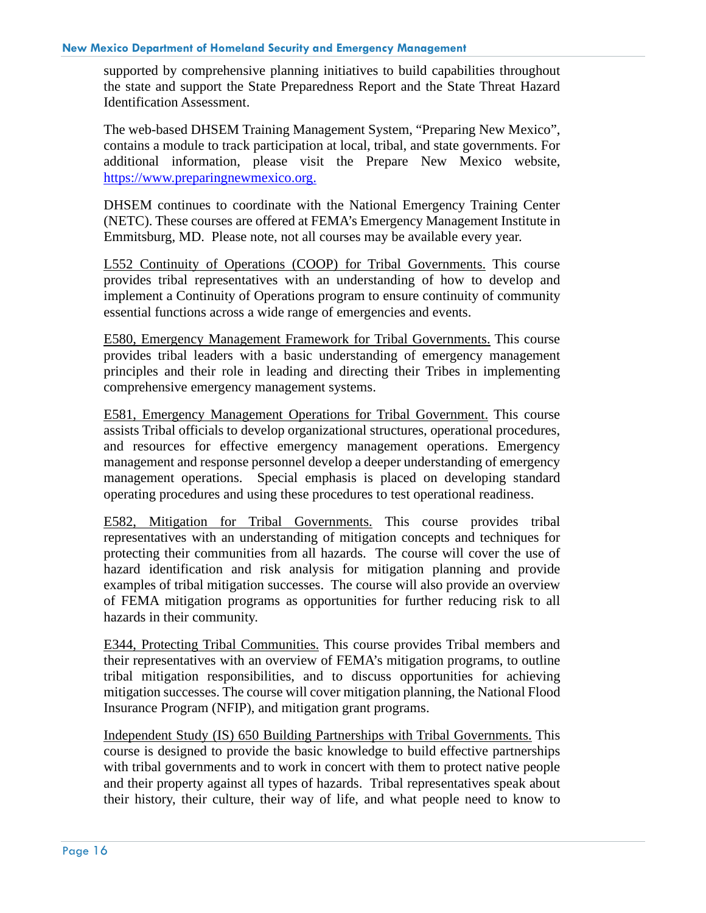supported by comprehensive planning initiatives to build capabilities throughout the state and support the State Preparedness Report and the State Threat Hazard Identification Assessment.

The web-based DHSEM Training Management System, "Preparing New Mexico", contains a module to track participation at local, tribal, and state governments. For additional information, please visit the Prepare New Mexico website, https://www.preparingnewmexico.org.

DHSEM continues to coordinate with the National Emergency Training Center (NETC). These courses are offered at FEMA's Emergency Management Institute in Emmitsburg, MD. Please note, not all courses may be available every year.

L552 Continuity of Operations (COOP) for Tribal Governments. This course provides tribal representatives with an understanding of how to develop and implement a Continuity of Operations program to ensure continuity of community essential functions across a wide range of emergencies and events.

E580, Emergency Management Framework for Tribal Governments. This course provides tribal leaders with a basic understanding of emergency management principles and their role in leading and directing their Tribes in implementing comprehensive emergency management systems.

E581, Emergency Management Operations for Tribal Government. This course assists Tribal officials to develop organizational structures, operational procedures, and resources for effective emergency management operations. Emergency management and response personnel develop a deeper understanding of emergency management operations. Special emphasis is placed on developing standard operating procedures and using these procedures to test operational readiness.

E582, Mitigation for Tribal Governments. This course provides tribal representatives with an understanding of mitigation concepts and techniques for protecting their communities from all hazards. The course will cover the use of hazard identification and risk analysis for mitigation planning and provide examples of tribal mitigation successes. The course will also provide an overview of FEMA mitigation programs as opportunities for further reducing risk to all hazards in their community.

E344, Protecting Tribal Communities. This course provides Tribal members and their representatives with an overview of FEMA's mitigation programs, to outline tribal mitigation responsibilities, and to discuss opportunities for achieving mitigation successes. The course will cover mitigation planning, the National Flood Insurance Program (NFIP), and mitigation grant programs.

Independent Study (IS) 650 Building Partnerships with Tribal Governments. This course is designed to provide the basic knowledge to build effective partnerships with tribal governments and to work in concert with them to protect native people and their property against all types of hazards. Tribal representatives speak about their history, their culture, their way of life, and what people need to know to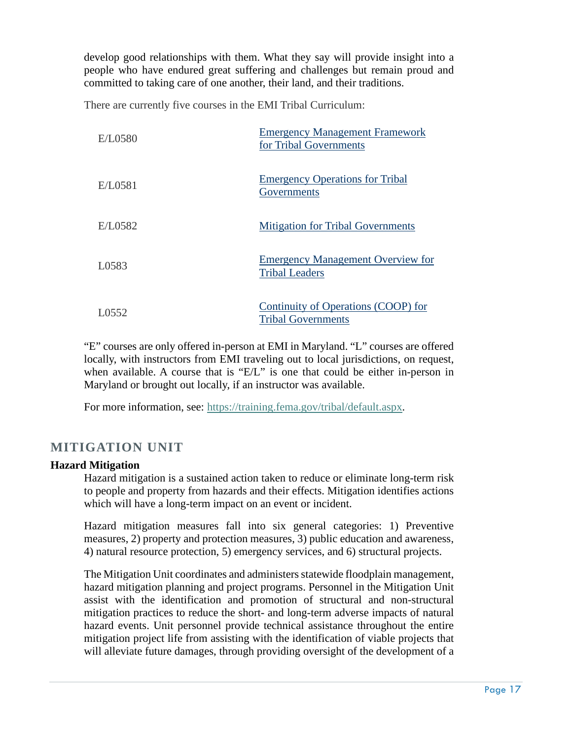develop good relationships with them. What they say will provide insight into a people who have endured great suffering and challenges but remain proud and committed to taking care of one another, their land, and their traditions.

There are currently five courses in the EMI Tribal Curriculum:

| | |
|---|---|
| E/L0580 | Emergency Management Framework for Tribal Governments |
| E/L0581 | Emergency Operations for Tribal Governments |
| E/L0582 | Mitigation for Tribal Governments |
| L0583 | Emergency Management Overview for Tribal Leaders |
| L0552 | Continuity of Operations (COOP) for Tribal Governments |

"E" courses are only offered in-person at EMI in Maryland. "L" courses are offered locally, with instructors from EMI traveling out to local jurisdictions, on request, when available. A course that is "E/L" is one that could be either in-person in Maryland or brought out locally, if an instructor was available.

For more information, see: https://training.fema.gov/tribal/default.aspx.

## MITIGATION UNIT

### Hazard Mitigation

Hazard mitigation is a sustained action taken to reduce or eliminate long-term risk to people and property from hazards and their effects. Mitigation identifies actions which will have a long-term impact on an event or incident.

Hazard mitigation measures fall into six general categories: 1) Preventive measures, 2) property and protection measures, 3) public education and awareness, 4) natural resource protection, 5) emergency services, and 6) structural projects.

The Mitigation Unit coordinates and administers statewide floodplain management, hazard mitigation planning and project programs. Personnel in the Mitigation Unit assist with the identification and promotion of structural and non-structural mitigation practices to reduce the short- and long-term adverse impacts of natural hazard events. Unit personnel provide technical assistance throughout the entire mitigation project life from assisting with the identification of viable projects that will alleviate future damages, through providing oversight of the development of a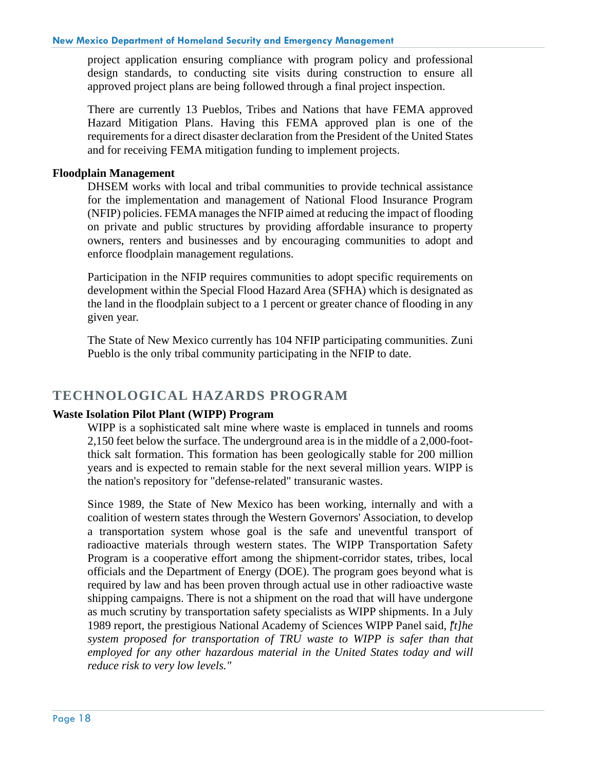project application ensuring compliance with program policy and professional design standards, to conducting site visits during construction to ensure all approved project plans are being followed through a final project inspection.

There are currently 13 Pueblos, Tribes and Nations that have FEMA approved Hazard Mitigation Plans. Having this FEMA approved plan is one of the requirements for a direct disaster declaration from the President of the United States and for receiving FEMA mitigation funding to implement projects.

**Floodplain Management**

DHSEM works with local and tribal communities to provide technical assistance for the implementation and management of National Flood Insurance Program (NFIP) policies. FEMA manages the NFIP aimed at reducing the impact of flooding on private and public structures by providing affordable insurance to property owners, renters and businesses and by encouraging communities to adopt and enforce floodplain management regulations.

Participation in the NFIP requires communities to adopt specific requirements on development within the Special Flood Hazard Area (SFHA) which is designated as the land in the floodplain subject to a 1 percent or greater chance of flooding in any given year.

The State of New Mexico currently has 104 NFIP participating communities. Zuni Pueblo is the only tribal community participating in the NFIP to date.

## TECHNOLOGICAL HAZARDS PROGRAM

**Waste Isolation Pilot Plant (WIPP) Program**

WIPP is a sophisticated salt mine where waste is emplaced in tunnels and rooms 2,150 feet below the surface. The underground area is in the middle of a 2,000-foot-thick salt formation. This formation has been geologically stable for 200 million years and is expected to remain stable for the next several million years. WIPP is the nation's repository for "defense-related" transuranic wastes.

Since 1989, the State of New Mexico has been working, internally and with a coalition of western states through the Western Governors' Association, to develop a transportation system whose goal is the safe and uneventful transport of radioactive materials through western states. The WIPP Transportation Safety Program is a cooperative effort among the shipment-corridor states, tribes, local officials and the Department of Energy (DOE). The program goes beyond what is required by law and has been proven through actual use in other radioactive waste shipping campaigns. There is not a shipment on the road that will have undergone as much scrutiny by transportation safety specialists as WIPP shipments. In a July 1989 report, the prestigious National Academy of Sciences WIPP Panel said, *"[t]he system proposed for transportation of TRU waste to WIPP is safer than that employed for any other hazardous material in the United States today and will reduce risk to very low levels."*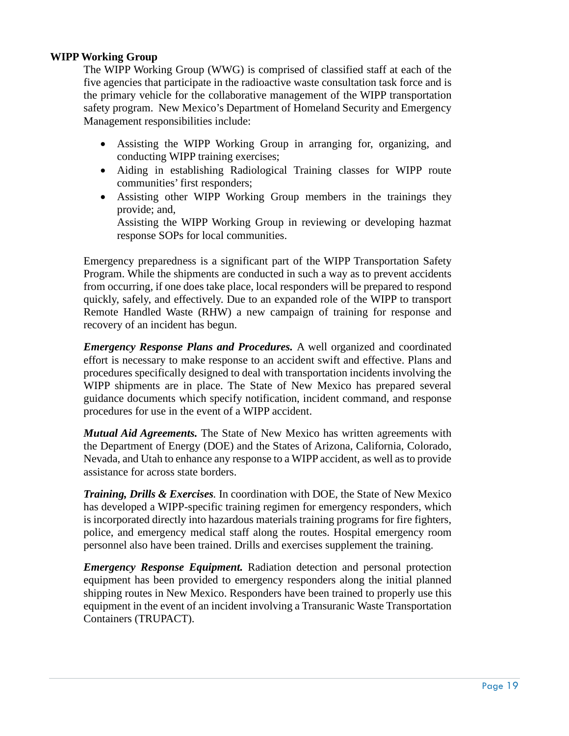**WIPP Working Group**

The WIPP Working Group (WWG) is comprised of classified staff at each of the five agencies that participate in the radioactive waste consultation task force and is the primary vehicle for the collaborative management of the WIPP transportation safety program. New Mexico's Department of Homeland Security and Emergency Management responsibilities include:

- Assisting the WIPP Working Group in arranging for, organizing, and conducting WIPP training exercises;
- Aiding in establishing Radiological Training classes for WIPP route communities' first responders;
- Assisting other WIPP Working Group members in the trainings they provide; and,
  Assisting the WIPP Working Group in reviewing or developing hazmat response SOPs for local communities.

Emergency preparedness is a significant part of the WIPP Transportation Safety Program. While the shipments are conducted in such a way as to prevent accidents from occurring, if one does take place, local responders will be prepared to respond quickly, safely, and effectively. Due to an expanded role of the WIPP to transport Remote Handled Waste (RHW) a new campaign of training for response and recovery of an incident has begun.

***Emergency Response Plans and Procedures.*** A well organized and coordinated effort is necessary to make response to an accident swift and effective. Plans and procedures specifically designed to deal with transportation incidents involving the WIPP shipments are in place. The State of New Mexico has prepared several guidance documents which specify notification, incident command, and response procedures for use in the event of a WIPP accident.

***Mutual Aid Agreements.*** The State of New Mexico has written agreements with the Department of Energy (DOE) and the States of Arizona, California, Colorado, Nevada, and Utah to enhance any response to a WIPP accident, as well as to provide assistance for across state borders.

***Training, Drills & Exercises***. In coordination with DOE, the State of New Mexico has developed a WIPP-specific training regimen for emergency responders, which is incorporated directly into hazardous materials training programs for fire fighters, police, and emergency medical staff along the routes. Hospital emergency room personnel also have been trained. Drills and exercises supplement the training.

***Emergency Response Equipment.*** Radiation detection and personal protection equipment has been provided to emergency responders along the initial planned shipping routes in New Mexico. Responders have been trained to properly use this equipment in the event of an incident involving a Transuranic Waste Transportation Containers (TRUPACT).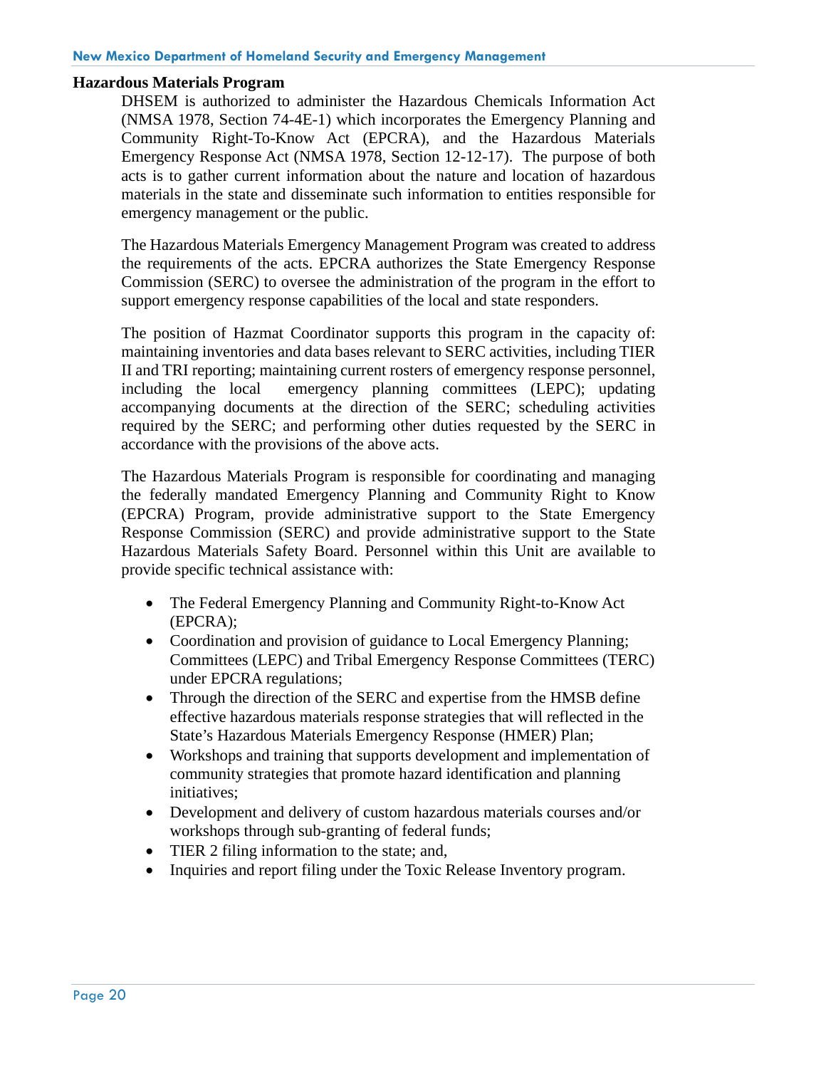## Hazardous Materials Program

DHSEM is authorized to administer the Hazardous Chemicals Information Act (NMSA 1978, Section 74-4E-1) which incorporates the Emergency Planning and Community Right-To-Know Act (EPCRA), and the Hazardous Materials Emergency Response Act (NMSA 1978, Section 12-12-17). The purpose of both acts is to gather current information about the nature and location of hazardous materials in the state and disseminate such information to entities responsible for emergency management or the public.

The Hazardous Materials Emergency Management Program was created to address the requirements of the acts. EPCRA authorizes the State Emergency Response Commission (SERC) to oversee the administration of the program in the effort to support emergency response capabilities of the local and state responders.

The position of Hazmat Coordinator supports this program in the capacity of: maintaining inventories and data bases relevant to SERC activities, including TIER II and TRI reporting; maintaining current rosters of emergency response personnel, including the local emergency planning committees (LEPC); updating accompanying documents at the direction of the SERC; scheduling activities required by the SERC; and performing other duties requested by the SERC in accordance with the provisions of the above acts.

The Hazardous Materials Program is responsible for coordinating and managing the federally mandated Emergency Planning and Community Right to Know (EPCRA) Program, provide administrative support to the State Emergency Response Commission (SERC) and provide administrative support to the State Hazardous Materials Safety Board. Personnel within this Unit are available to provide specific technical assistance with:

- The Federal Emergency Planning and Community Right-to-Know Act (EPCRA);
- Coordination and provision of guidance to Local Emergency Planning; Committees (LEPC) and Tribal Emergency Response Committees (TERC) under EPCRA regulations;
- Through the direction of the SERC and expertise from the HMSB define effective hazardous materials response strategies that will reflected in the State's Hazardous Materials Emergency Response (HMER) Plan;
- Workshops and training that supports development and implementation of community strategies that promote hazard identification and planning initiatives;
- Development and delivery of custom hazardous materials courses and/or workshops through sub-granting of federal funds;
- TIER 2 filing information to the state; and,
- Inquiries and report filing under the Toxic Release Inventory program.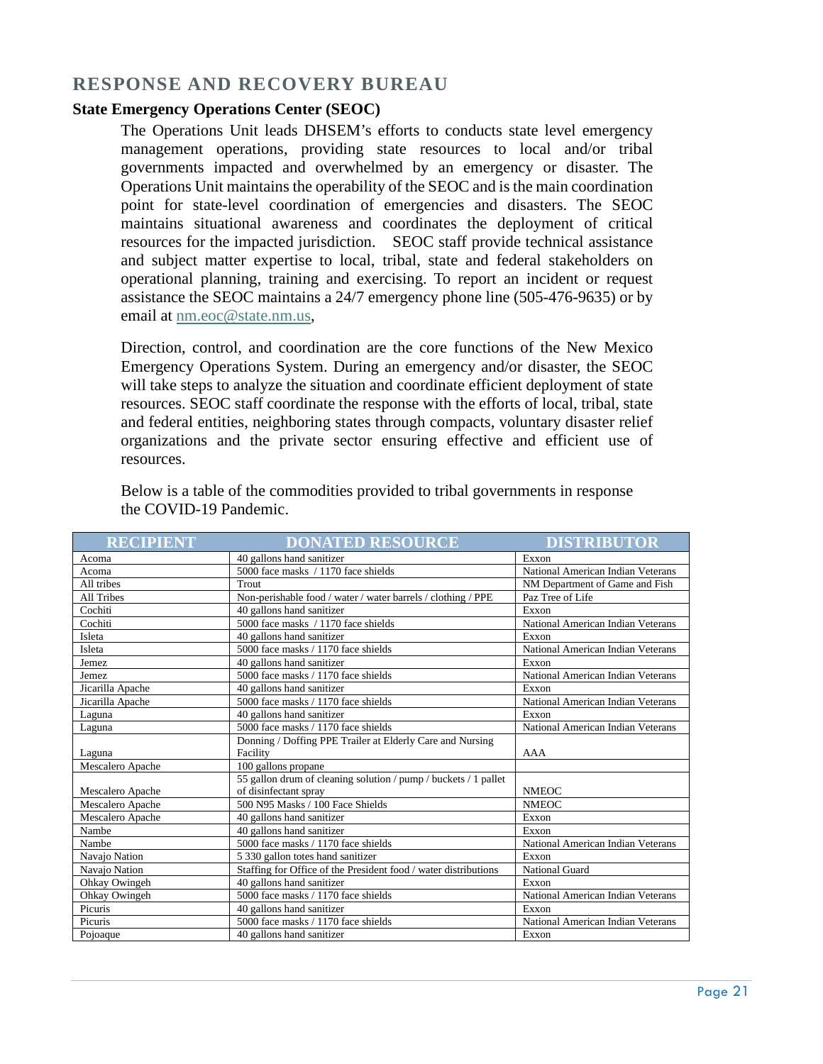## RESPONSE AND RECOVERY BUREAU

### State Emergency Operations Center (SEOC)

The Operations Unit leads DHSEM's efforts to conducts state level emergency management operations, providing state resources to local and/or tribal governments impacted and overwhelmed by an emergency or disaster. The Operations Unit maintains the operability of the SEOC and is the main coordination point for state-level coordination of emergencies and disasters. The SEOC maintains situational awareness and coordinates the deployment of critical resources for the impacted jurisdiction. SEOC staff provide technical assistance and subject matter expertise to local, tribal, state and federal stakeholders on operational planning, training and exercising. To report an incident or request assistance the SEOC maintains a 24/7 emergency phone line (505-476-9635) or by email at nm.eoc@state.nm.us,

Direction, control, and coordination are the core functions of the New Mexico Emergency Operations System. During an emergency and/or disaster, the SEOC will take steps to analyze the situation and coordinate efficient deployment of state resources. SEOC staff coordinate the response with the efforts of local, tribal, state and federal entities, neighboring states through compacts, voluntary disaster relief organizations and the private sector ensuring effective and efficient use of resources.

Below is a table of the commodities provided to tribal governments in response the COVID-19 Pandemic.

| RECIPIENT | DONATED RESOURCE | DISTRIBUTOR |
|---|---|---|
| Acoma | 40 gallons hand sanitizer | Exxon |
| Acoma | 5000 face masks / 1170 face shields | National American Indian Veterans |
| All tribes | Trout | NM Department of Game and Fish |
| All Tribes | Non-perishable food / water / water barrels / clothing / PPE | Paz Tree of Life |
| Cochiti | 40 gallons hand sanitizer | Exxon |
| Cochiti | 5000 face masks / 1170 face shields | National American Indian Veterans |
| Isleta | 40 gallons hand sanitizer | Exxon |
| Isleta | 5000 face masks / 1170 face shields | National American Indian Veterans |
| Jemez | 40 gallons hand sanitizer | Exxon |
| Jemez | 5000 face masks / 1170 face shields | National American Indian Veterans |
| Jicarilla Apache | 40 gallons hand sanitizer | Exxon |
| Jicarilla Apache | 5000 face masks / 1170 face shields | National American Indian Veterans |
| Laguna | 40 gallons hand sanitizer | Exxon |
| Laguna | 5000 face masks / 1170 face shields | National American Indian Veterans |
| Laguna | Donning / Doffing PPE Trailer at Elderly Care and Nursing Facility | AAA |
| Mescalero Apache | 100 gallons propane | |
| Mescalero Apache | 55 gallon drum of cleaning solution / pump / buckets / 1 pallet of disinfectant spray | NMEOC |
| Mescalero Apache | 500 N95 Masks / 100 Face Shields | NMEOC |
| Mescalero Apache | 40 gallons hand sanitizer | Exxon |
| Nambe | 40 gallons hand sanitizer | Exxon |
| Nambe | 5000 face masks / 1170 face shields | National American Indian Veterans |
| Navajo Nation | 5 330 gallon totes hand sanitizer | Exxon |
| Navajo Nation | Staffing for Office of the President food / water distributions | National Guard |
| Ohkay Owingeh | 40 gallons hand sanitizer | Exxon |
| Ohkay Owingeh | 5000 face masks / 1170 face shields | National American Indian Veterans |
| Picuris | 40 gallons hand sanitizer | Exxon |
| Picuris | 5000 face masks / 1170 face shields | National American Indian Veterans |
| Pojoaque | 40 gallons hand sanitizer | Exxon |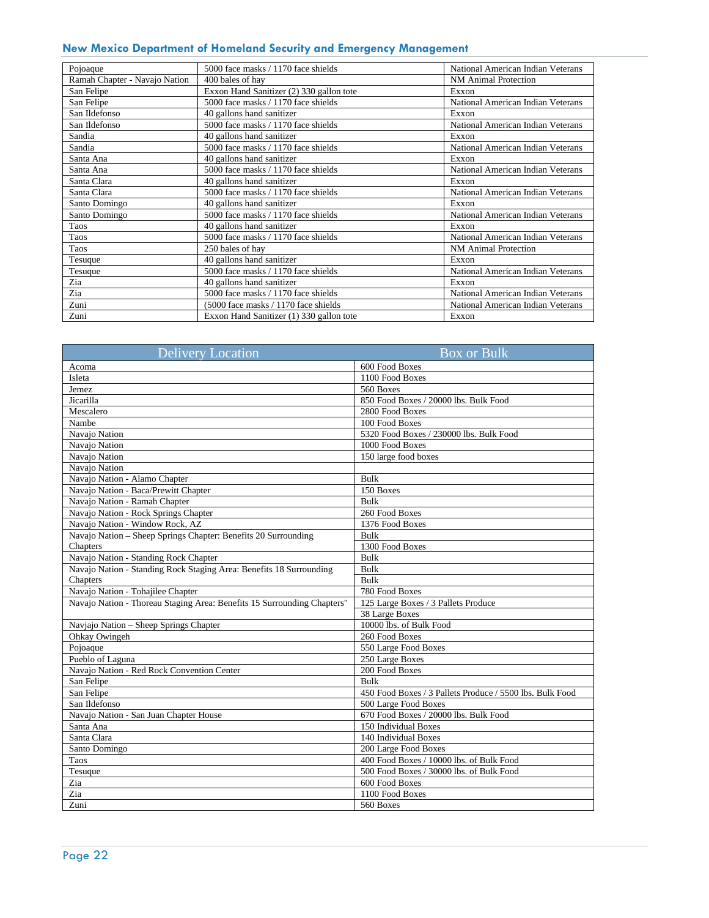| Pojoaque | 5000 face masks / 1170 face shields | National American Indian Veterans |
|---|---|---|
| Ramah Chapter - Navajo Nation | 400 bales of hay | NM Animal Protection |
| San Felipe | Exxon Hand Sanitizer (2) 330 gallon tote | Exxon |
| San Felipe | 5000 face masks / 1170 face shields | National American Indian Veterans |
| San Ildefonso | 40 gallons hand sanitizer | Exxon |
| San Ildefonso | 5000 face masks / 1170 face shields | National American Indian Veterans |
| Sandia | 40 gallons hand sanitizer | Exxon |
| Sandia | 5000 face masks / 1170 face shields | National American Indian Veterans |
| Santa Ana | 40 gallons hand sanitizer | Exxon |
| Santa Ana | 5000 face masks / 1170 face shields | National American Indian Veterans |
| Santa Clara | 40 gallons hand sanitizer | Exxon |
| Santa Clara | 5000 face masks / 1170 face shields | National American Indian Veterans |
| Santo Domingo | 40 gallons hand sanitizer | Exxon |
| Santo Domingo | 5000 face masks / 1170 face shields | National American Indian Veterans |
| Taos | 40 gallons hand sanitizer | Exxon |
| Taos | 5000 face masks / 1170 face shields | National American Indian Veterans |
| Taos | 250 bales of hay | NM Animal Protection |
| Tesuque | 40 gallons hand sanitizer | Exxon |
| Tesuque | 5000 face masks / 1170 face shields | National American Indian Veterans |
| Zia | 40 gallons hand sanitizer | Exxon |
| Zia | 5000 face masks / 1170 face shields | National American Indian Veterans |
| Zuni | (5000 face masks / 1170 face shields | National American Indian Veterans |
| Zuni | Exxon Hand Sanitizer (1) 330 gallon tote | Exxon |

| Delivery Location | Box or Bulk |
|---|---|
| Acoma | 600 Food Boxes |
| Isleta | 1100 Food Boxes |
| Jemez | 560 Boxes |
| Jicarilla | 850 Food Boxes / 20000 lbs. Bulk Food |
| Mescalero | 2800 Food Boxes |
| Nambe | 100 Food Boxes |
| Navajo Nation | 5320 Food Boxes / 230000 lbs. Bulk Food |
| Navajo Nation | 1000 Food Boxes |
| Navajo Nation | 150 large food boxes |
| Navajo Nation | |
| Navajo Nation - Alamo Chapter | Bulk |
| Navajo Nation - Baca/Prewitt Chapter | 150 Boxes |
| Navajo Nation - Ramah Chapter | Bulk |
| Navajo Nation - Rock Springs Chapter | 260 Food Boxes |
| Navajo Nation - Window Rock, AZ | 1376 Food Boxes |
| Navajo Nation – Sheep Springs Chapter: Benefits 20 Surrounding Chapters | Bulk<br>1300 Food Boxes |
| Navajo Nation - Standing Rock Chapter | Bulk |
| Navajo Nation - Standing Rock Staging Area: Benefits 18 Surrounding Chapters | Bulk<br>Bulk |
| Navajo Nation - Tohajilee Chapter | 780 Food Boxes |
| Navajo Nation - Thoreau Staging Area: Benefits 15 Surrounding Chapters" | 125 Large Boxes / 3 Pallets Produce<br>38 Large Boxes |
| Navjajo Nation – Sheep Springs Chapter | 10000 lbs. of Bulk Food |
| Ohkay Owingeh | 260 Food Boxes |
| Pojoaque | 550 Large Food Boxes |
| Pueblo of Laguna | 250 Large Boxes |
| Navajo Nation - Red Rock Convention Center | 200 Food Boxes |
| San Felipe | Bulk |
| San Felipe | 450 Food Boxes / 3 Pallets Produce / 5500 lbs. Bulk Food |
| San Ildefonso | 500 Large Food Boxes |
| Navajo Nation - San Juan Chapter House | 670 Food Boxes / 20000 lbs. Bulk Food |
| Santa Ana | 150 Individual Boxes |
| Santa Clara | 140 Individual Boxes |
| Santo Domingo | 200 Large Food Boxes |
| Taos | 400 Food Boxes / 10000 lbs. of Bulk Food |
| Tesuque | 500 Food Boxes / 30000 lbs. of Bulk Food |
| Zia | 600 Food Boxes |
| Zia | 1100 Food Boxes |
| Zuni | 560 Boxes |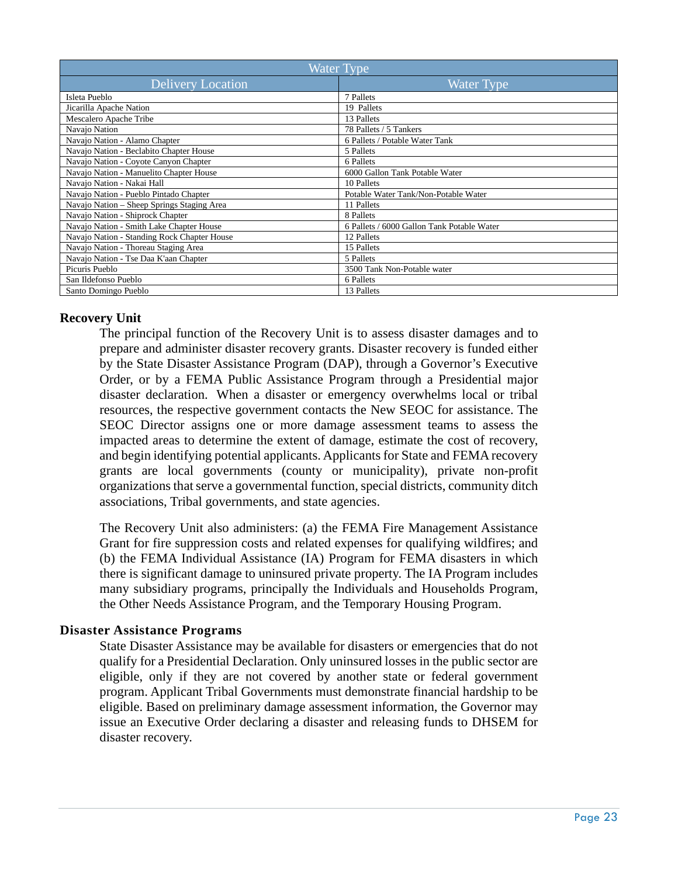| Water Type | |
|---|---|
| Delivery Location | Water Type |
| Isleta Pueblo | 7 Pallets |
| Jicarilla Apache Nation | 19 Pallets |
| Mescalero Apache Tribe | 13 Pallets |
| Navajo Nation | 78 Pallets / 5 Tankers |
| Navajo Nation - Alamo Chapter | 6 Pallets / Potable Water Tank |
| Navajo Nation - Beclabito Chapter House | 5 Pallets |
| Navajo Nation - Coyote Canyon Chapter | 6 Pallets |
| Navajo Nation - Manuelito Chapter House | 6000 Gallon Tank Potable Water |
| Navajo Nation - Nakai Hall | 10 Pallets |
| Navajo Nation - Pueblo Pintado Chapter | Potable Water Tank/Non-Potable Water |
| Navajo Nation – Sheep Springs Staging Area | 11 Pallets |
| Navajo Nation - Shiprock Chapter | 8 Pallets |
| Navajo Nation - Smith Lake Chapter House | 6 Pallets / 6000 Gallon Tank Potable Water |
| Navajo Nation - Standing Rock Chapter House | 12 Pallets |
| Navajo Nation - Thoreau Staging Area | 15 Pallets |
| Navajo Nation - Tse Daa K'aan Chapter | 5 Pallets |
| Picuris Pueblo | 3500 Tank Non-Potable water |
| San Ildefonso Pueblo | 6 Pallets |
| Santo Domingo Pueblo | 13 Pallets |

**Recovery Unit**

The principal function of the Recovery Unit is to assess disaster damages and to prepare and administer disaster recovery grants. Disaster recovery is funded either by the State Disaster Assistance Program (DAP), through a Governor's Executive Order, or by a FEMA Public Assistance Program through a Presidential major disaster declaration. When a disaster or emergency overwhelms local or tribal resources, the respective government contacts the New SEOC for assistance. The SEOC Director assigns one or more damage assessment teams to assess the impacted areas to determine the extent of damage, estimate the cost of recovery, and begin identifying potential applicants. Applicants for State and FEMA recovery grants are local governments (county or municipality), private non-profit organizations that serve a governmental function, special districts, community ditch associations, Tribal governments, and state agencies.

The Recovery Unit also administers: (a) the FEMA Fire Management Assistance Grant for fire suppression costs and related expenses for qualifying wildfires; and (b) the FEMA Individual Assistance (IA) Program for FEMA disasters in which there is significant damage to uninsured private property. The IA Program includes many subsidiary programs, principally the Individuals and Households Program, the Other Needs Assistance Program, and the Temporary Housing Program.

**Disaster Assistance Programs**

State Disaster Assistance may be available for disasters or emergencies that do not qualify for a Presidential Declaration. Only uninsured losses in the public sector are eligible, only if they are not covered by another state or federal government program. Applicant Tribal Governments must demonstrate financial hardship to be eligible. Based on preliminary damage assessment information, the Governor may issue an Executive Order declaring a disaster and releasing funds to DHSEM for disaster recovery.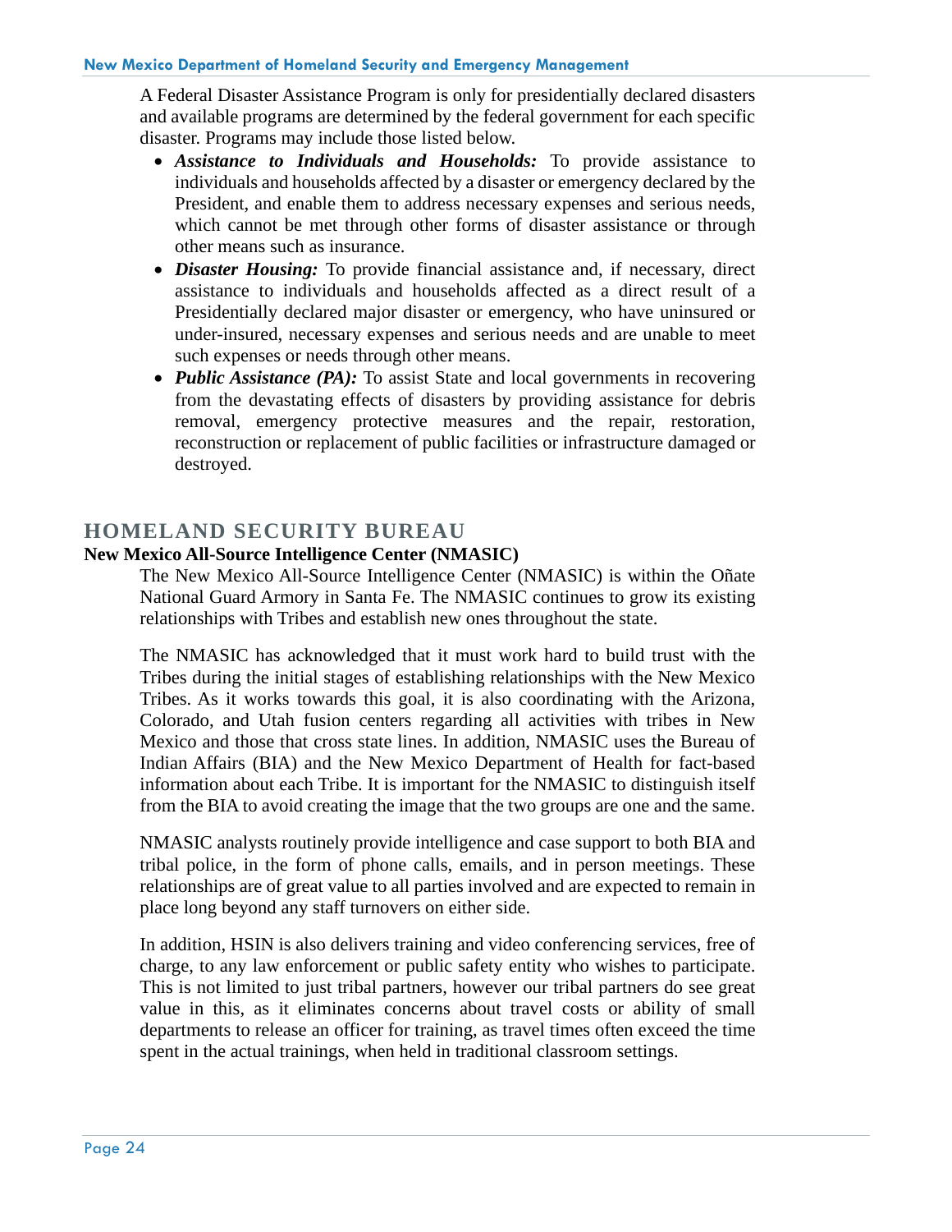A Federal Disaster Assistance Program is only for presidentially declared disasters and available programs are determined by the federal government for each specific disaster. Programs may include those listed below.

- ***Assistance to Individuals and Households:*** To provide assistance to individuals and households affected by a disaster or emergency declared by the President, and enable them to address necessary expenses and serious needs, which cannot be met through other forms of disaster assistance or through other means such as insurance.
- ***Disaster Housing:*** To provide financial assistance and, if necessary, direct assistance to individuals and households affected as a direct result of a Presidentially declared major disaster or emergency, who have uninsured or under-insured, necessary expenses and serious needs and are unable to meet such expenses or needs through other means.
- ***Public Assistance (PA):*** To assist State and local governments in recovering from the devastating effects of disasters by providing assistance for debris removal, emergency protective measures and the repair, restoration, reconstruction or replacement of public facilities or infrastructure damaged or destroyed.

## HOMELAND SECURITY BUREAU

### New Mexico All-Source Intelligence Center (NMASIC)

The New Mexico All-Source Intelligence Center (NMASIC) is within the Oñate National Guard Armory in Santa Fe. The NMASIC continues to grow its existing relationships with Tribes and establish new ones throughout the state.

The NMASIC has acknowledged that it must work hard to build trust with the Tribes during the initial stages of establishing relationships with the New Mexico Tribes. As it works towards this goal, it is also coordinating with the Arizona, Colorado, and Utah fusion centers regarding all activities with tribes in New Mexico and those that cross state lines. In addition, NMASIC uses the Bureau of Indian Affairs (BIA) and the New Mexico Department of Health for fact-based information about each Tribe. It is important for the NMASIC to distinguish itself from the BIA to avoid creating the image that the two groups are one and the same.

NMASIC analysts routinely provide intelligence and case support to both BIA and tribal police, in the form of phone calls, emails, and in person meetings. These relationships are of great value to all parties involved and are expected to remain in place long beyond any staff turnovers on either side.

In addition, HSIN is also delivers training and video conferencing services, free of charge, to any law enforcement or public safety entity who wishes to participate. This is not limited to just tribal partners, however our tribal partners do see great value in this, as it eliminates concerns about travel costs or ability of small departments to release an officer for training, as travel times often exceed the time spent in the actual trainings, when held in traditional classroom settings.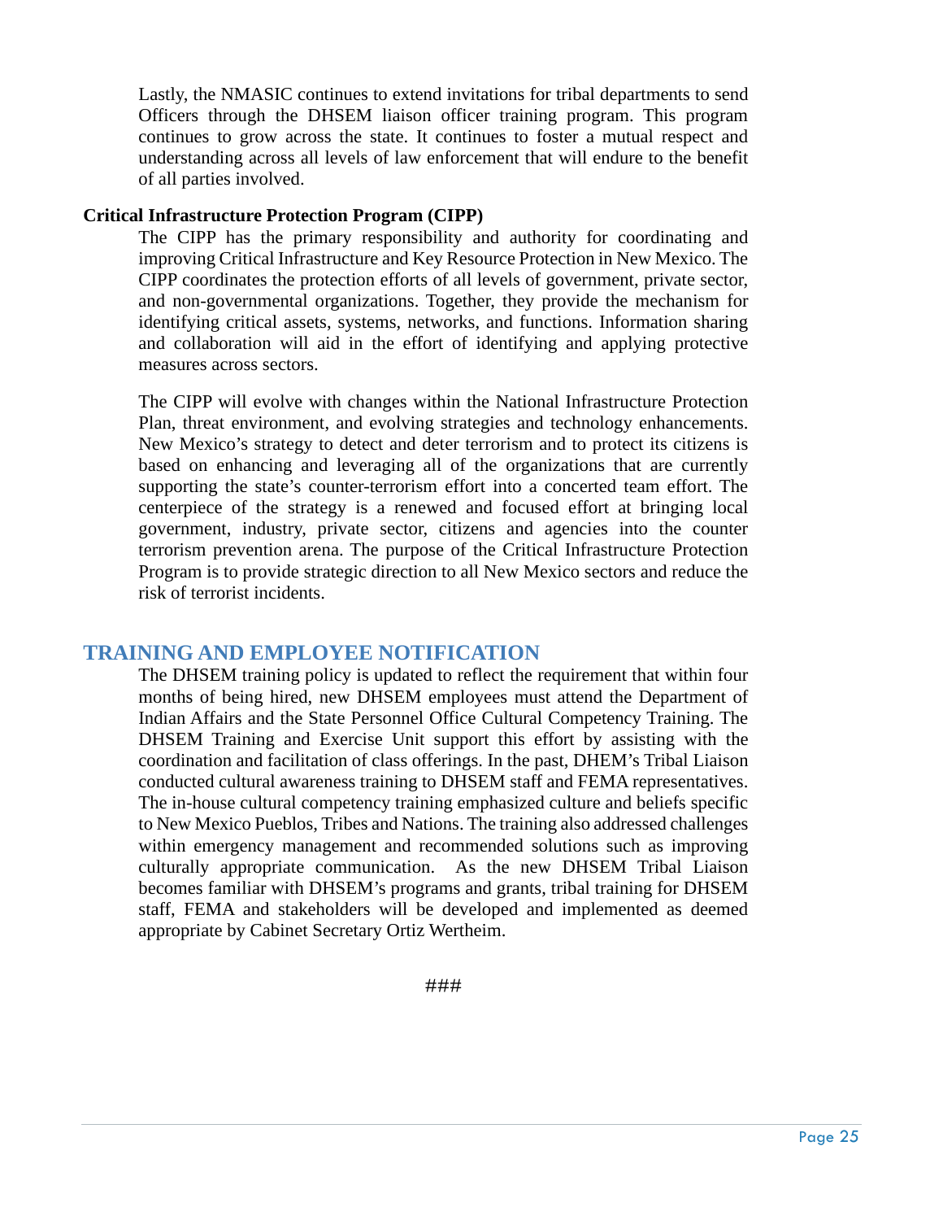Lastly, the NMASIC continues to extend invitations for tribal departments to send Officers through the DHSEM liaison officer training program. This program continues to grow across the state. It continues to foster a mutual respect and understanding across all levels of law enforcement that will endure to the benefit of all parties involved.

**Critical Infrastructure Protection Program (CIPP)**

The CIPP has the primary responsibility and authority for coordinating and improving Critical Infrastructure and Key Resource Protection in New Mexico. The CIPP coordinates the protection efforts of all levels of government, private sector, and non-governmental organizations. Together, they provide the mechanism for identifying critical assets, systems, networks, and functions. Information sharing and collaboration will aid in the effort of identifying and applying protective measures across sectors.

The CIPP will evolve with changes within the National Infrastructure Protection Plan, threat environment, and evolving strategies and technology enhancements. New Mexico's strategy to detect and deter terrorism and to protect its citizens is based on enhancing and leveraging all of the organizations that are currently supporting the state's counter-terrorism effort into a concerted team effort. The centerpiece of the strategy is a renewed and focused effort at bringing local government, industry, private sector, citizens and agencies into the counter terrorism prevention arena. The purpose of the Critical Infrastructure Protection Program is to provide strategic direction to all New Mexico sectors and reduce the risk of terrorist incidents.

## TRAINING AND EMPLOYEE NOTIFICATION

The DHSEM training policy is updated to reflect the requirement that within four months of being hired, new DHSEM employees must attend the Department of Indian Affairs and the State Personnel Office Cultural Competency Training. The DHSEM Training and Exercise Unit support this effort by assisting with the coordination and facilitation of class offerings. In the past, DHEM's Tribal Liaison conducted cultural awareness training to DHSEM staff and FEMA representatives. The in-house cultural competency training emphasized culture and beliefs specific to New Mexico Pueblos, Tribes and Nations. The training also addressed challenges within emergency management and recommended solutions such as improving culturally appropriate communication. As the new DHSEM Tribal Liaison becomes familiar with DHSEM's programs and grants, tribal training for DHSEM staff, FEMA and stakeholders will be developed and implemented as deemed appropriate by Cabinet Secretary Ortiz Wertheim.

###